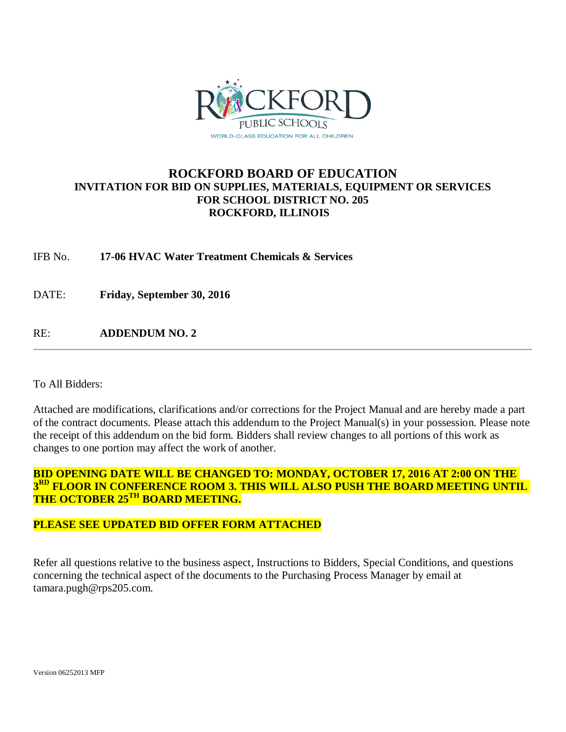# ROCKFORD BOARD OF EDUCATION

**INVITATION FOR BID ON SUPPLIES, MATERIALS, EQUIPMENT OR SERVICES FOR SCHOOL DISTRICT NO. 205 ROCKFORD, ILLINOIS**

IFB No. **17-06 HVAC Water Treatment Chemicals & Services**

DATE: **Friday, September 30, 2016**

RE: **ADDENDUM NO. 2**

---

To All Bidders:

Attached are modifications, clarifications and/or corrections for the Project Manual and are hereby made a part of the contract documents. Please attach this addendum to the Project Manual(s) in your possession. Please note the receipt of this addendum on the bid form. Bidders shall review changes to all portions of this work as changes to one portion may affect the work of another.

**BID OPENING DATE WILL BE CHANGED TO: MONDAY, OCTOBER 17, 2016 AT 2:00 ON THE 3RD FLOOR IN CONFERENCE ROOM 3. THIS WILL ALSO PUSH THE BOARD MEETING UNTIL THE OCTOBER 25TH BOARD MEETING.**

**PLEASE SEE UPDATED BID OFFER FORM ATTACHED**

Refer all questions relative to the business aspect, Instructions to Bidders, Special Conditions, and questions concerning the technical aspect of the documents to the Purchasing Process Manager by email at tamara.pugh@rps205.com.

Version 06252013 MFP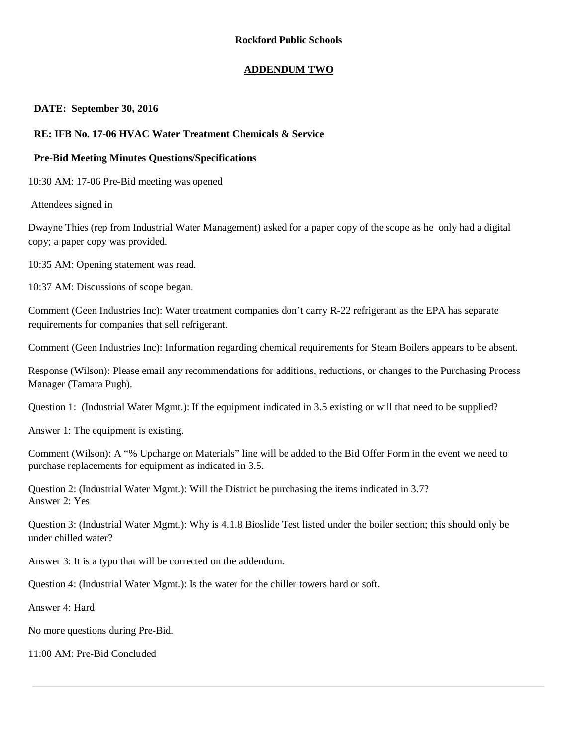**Rockford Public Schools**

**ADDENDUM TWO**

**DATE: September 30, 2016**

**RE: IFB No. 17-06 HVAC Water Treatment Chemicals & Service**

**Pre-Bid Meeting Minutes Questions/Specifications**

10:30 AM: 17-06 Pre-Bid meeting was opened

Attendees signed in

Dwayne Thies (rep from Industrial Water Management) asked for a paper copy of the scope as he only had a digital copy; a paper copy was provided.

10:35 AM: Opening statement was read.

10:37 AM: Discussions of scope began.

Comment (Geen Industries Inc): Water treatment companies don't carry R-22 refrigerant as the EPA has separate requirements for companies that sell refrigerant.

Comment (Geen Industries Inc): Information regarding chemical requirements for Steam Boilers appears to be absent.

Response (Wilson): Please email any recommendations for additions, reductions, or changes to the Purchasing Process Manager (Tamara Pugh).

Question 1: (Industrial Water Mgmt.): If the equipment indicated in 3.5 existing or will that need to be supplied?

Answer 1: The equipment is existing.

Comment (Wilson): A "% Upcharge on Materials" line will be added to the Bid Offer Form in the event we need to purchase replacements for equipment as indicated in 3.5.

Question 2: (Industrial Water Mgmt.): Will the District be purchasing the items indicated in 3.7?
Answer 2: Yes

Question 3: (Industrial Water Mgmt.): Why is 4.1.8 Bioslide Test listed under the boiler section; this should only be under chilled water?

Answer 3: It is a typo that will be corrected on the addendum.

Question 4: (Industrial Water Mgmt.): Is the water for the chiller towers hard or soft.

Answer 4: Hard

No more questions during Pre-Bid.

11:00 AM: Pre-Bid Concluded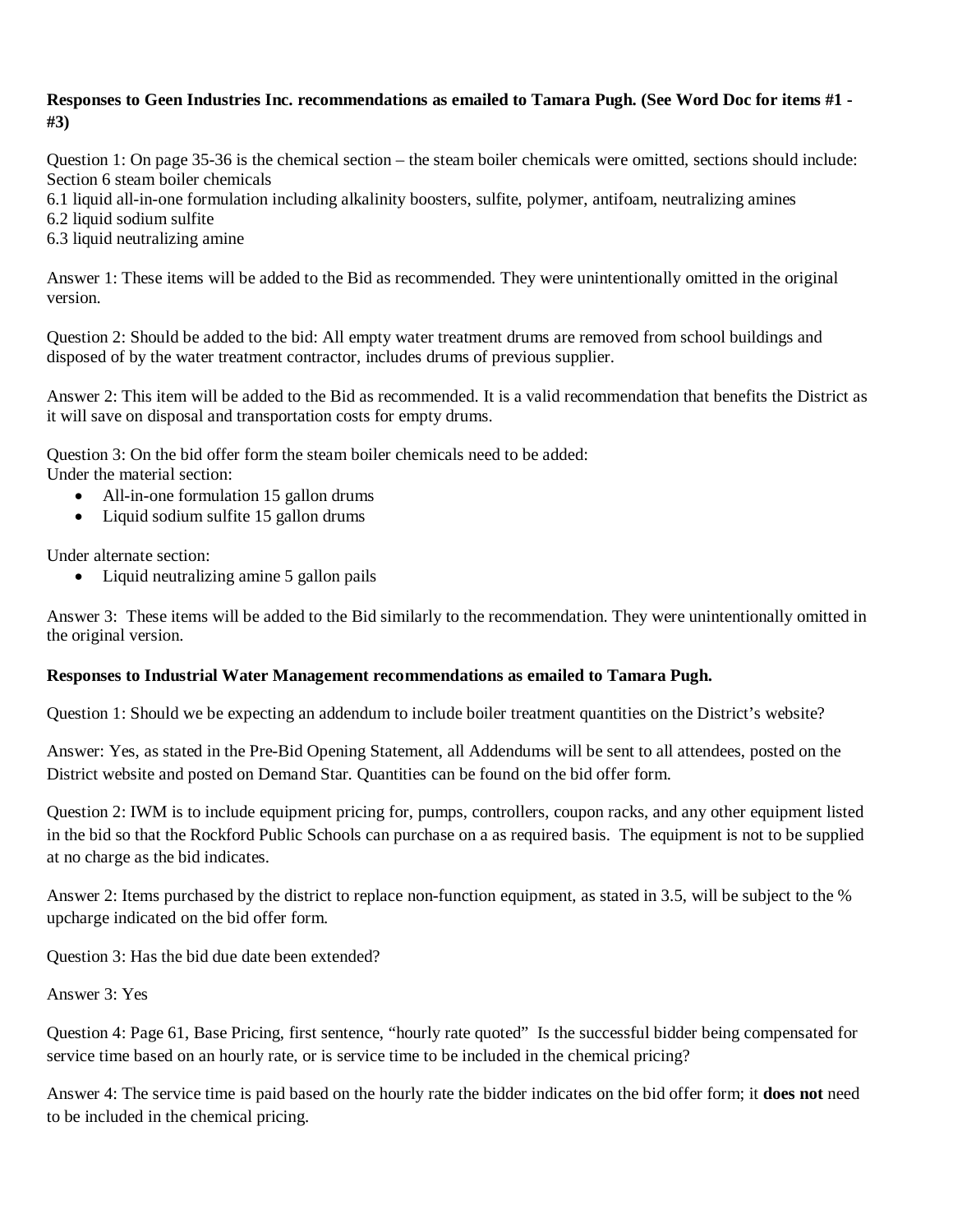**Responses to Geen Industries Inc. recommendations as emailed to Tamara Pugh. (See Word Doc for items #1 - #3)**

Question 1: On page 35-36 is the chemical section – the steam boiler chemicals were omitted, sections should include:
Section 6 steam boiler chemicals
6.1 liquid all-in-one formulation including alkalinity boosters, sulfite, polymer, antifoam, neutralizing amines
6.2 liquid sodium sulfite
6.3 liquid neutralizing amine

Answer 1: These items will be added to the Bid as recommended. They were unintentionally omitted in the original version.

Question 2: Should be added to the bid: All empty water treatment drums are removed from school buildings and disposed of by the water treatment contractor, includes drums of previous supplier.

Answer 2: This item will be added to the Bid as recommended. It is a valid recommendation that benefits the District as it will save on disposal and transportation costs for empty drums.

Question 3: On the bid offer form the steam boiler chemicals need to be added:
Under the material section:

- All-in-one formulation 15 gallon drums
- Liquid sodium sulfite 15 gallon drums

Under alternate section:

- Liquid neutralizing amine 5 gallon pails

Answer 3: These items will be added to the Bid similarly to the recommendation. They were unintentionally omitted in the original version.

**Responses to Industrial Water Management recommendations as emailed to Tamara Pugh.**

Question 1: Should we be expecting an addendum to include boiler treatment quantities on the District's website?

Answer: Yes, as stated in the Pre-Bid Opening Statement, all Addendums will be sent to all attendees, posted on the District website and posted on Demand Star. Quantities can be found on the bid offer form.

Question 2: IWM is to include equipment pricing for, pumps, controllers, coupon racks, and any other equipment listed in the bid so that the Rockford Public Schools can purchase on a as required basis. The equipment is not to be supplied at no charge as the bid indicates.

Answer 2: Items purchased by the district to replace non-function equipment, as stated in 3.5, will be subject to the % upcharge indicated on the bid offer form.

Question 3: Has the bid due date been extended?

Answer 3: Yes

Question 4: Page 61, Base Pricing, first sentence, "hourly rate quoted" Is the successful bidder being compensated for service time based on an hourly rate, or is service time to be included in the chemical pricing?

Answer 4: The service time is paid based on the hourly rate the bidder indicates on the bid offer form; it **does not** need to be included in the chemical pricing.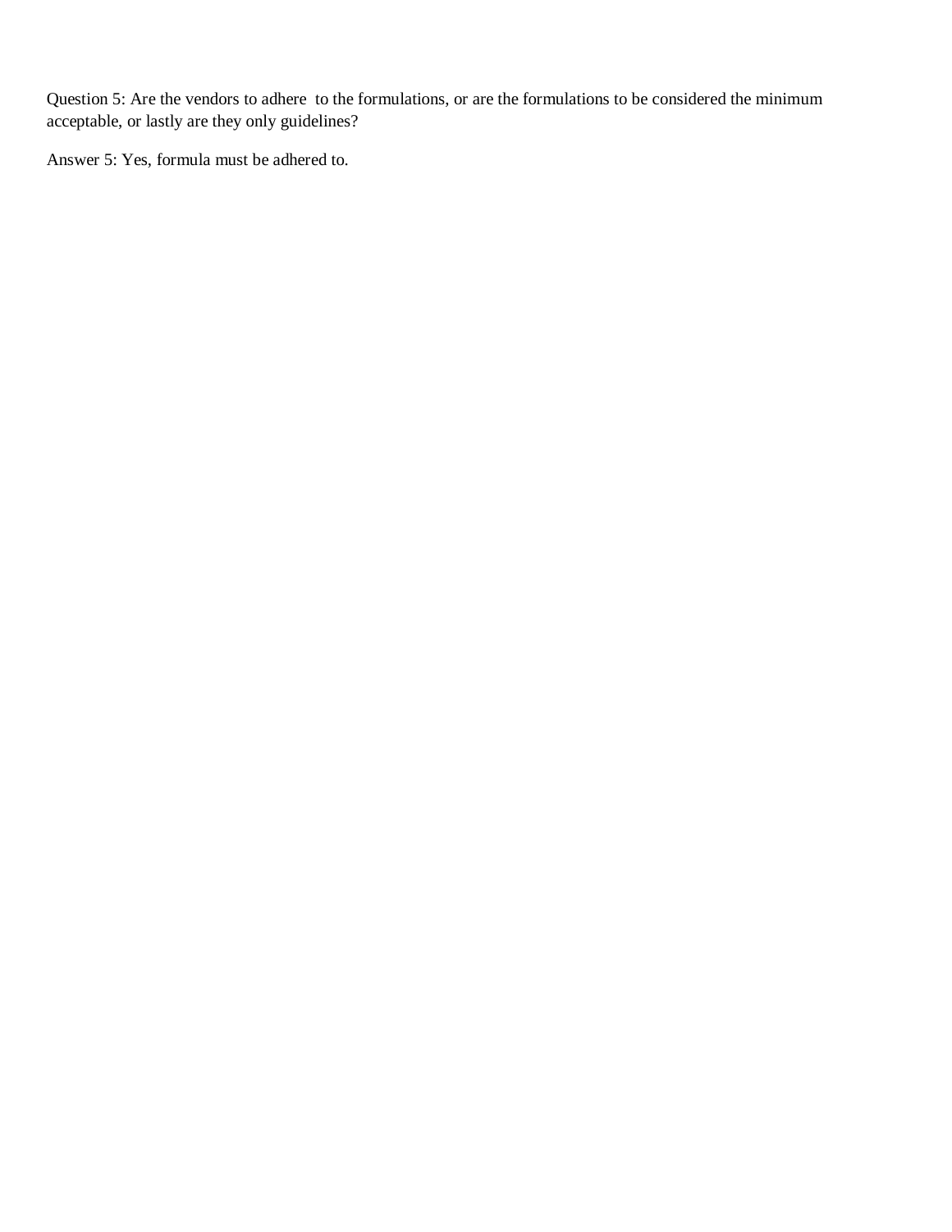Question 5: Are the vendors to adhere to the formulations, or are the formulations to be considered the minimum acceptable, or lastly are they only guidelines?

Answer 5: Yes, formula must be adhered to.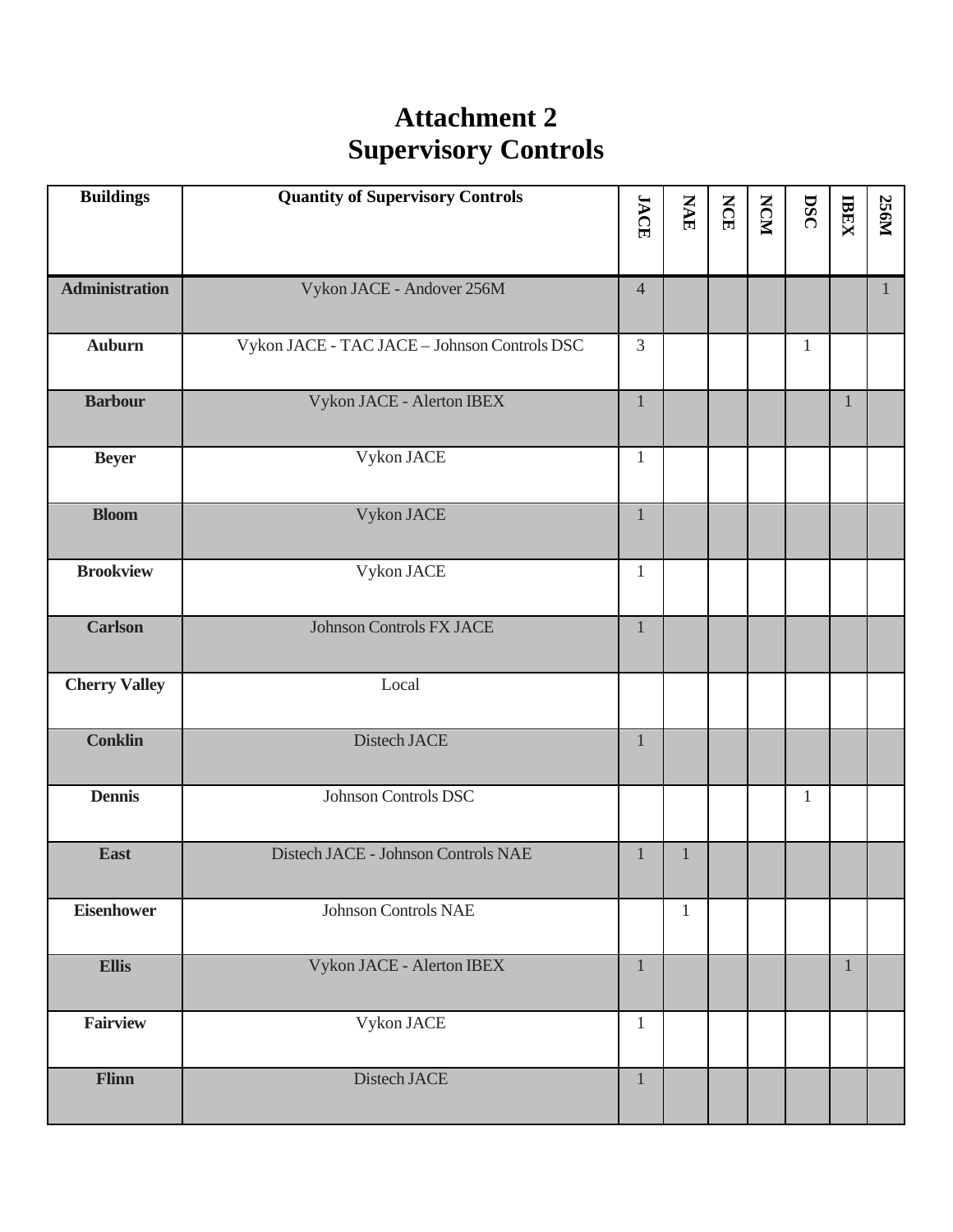# Attachment 2
# Supervisory Controls

| Buildings | Quantity of Supervisory Controls | JACE | NAE | NCE | NCM | DSC | IBEX | 256M |
|---|---|---|---|---|---|---|---|---|
| **Administration** | Vykon JACE - Andover 256M | 4 | | | | | | 1 |
| **Auburn** | Vykon JACE - TAC JACE – Johnson Controls DSC | 3 | | | | 1 | | |
| **Barbour** | Vykon JACE - Alerton IBEX | 1 | | | | | 1 | |
| **Beyer** | Vykon JACE | 1 | | | | | | |
| **Bloom** | Vykon JACE | 1 | | | | | | |
| **Brookview** | Vykon JACE | 1 | | | | | | |
| **Carlson** | Johnson Controls FX JACE | 1 | | | | | | |
| **Cherry Valley** | Local | | | | | | | |
| **Conklin** | Distech JACE | 1 | | | | | | |
| **Dennis** | Johnson Controls DSC | | | | | 1 | | |
| **East** | Distech JACE - Johnson Controls NAE | 1 | 1 | | | | | |
| **Eisenhower** | Johnson Controls NAE | | 1 | | | | | |
| **Ellis** | Vykon JACE - Alerton IBEX | 1 | | | | | 1 | |
| **Fairview** | Vykon JACE | 1 | | | | | | |
| **Flinn** | Distech JACE | 1 | | | | | | |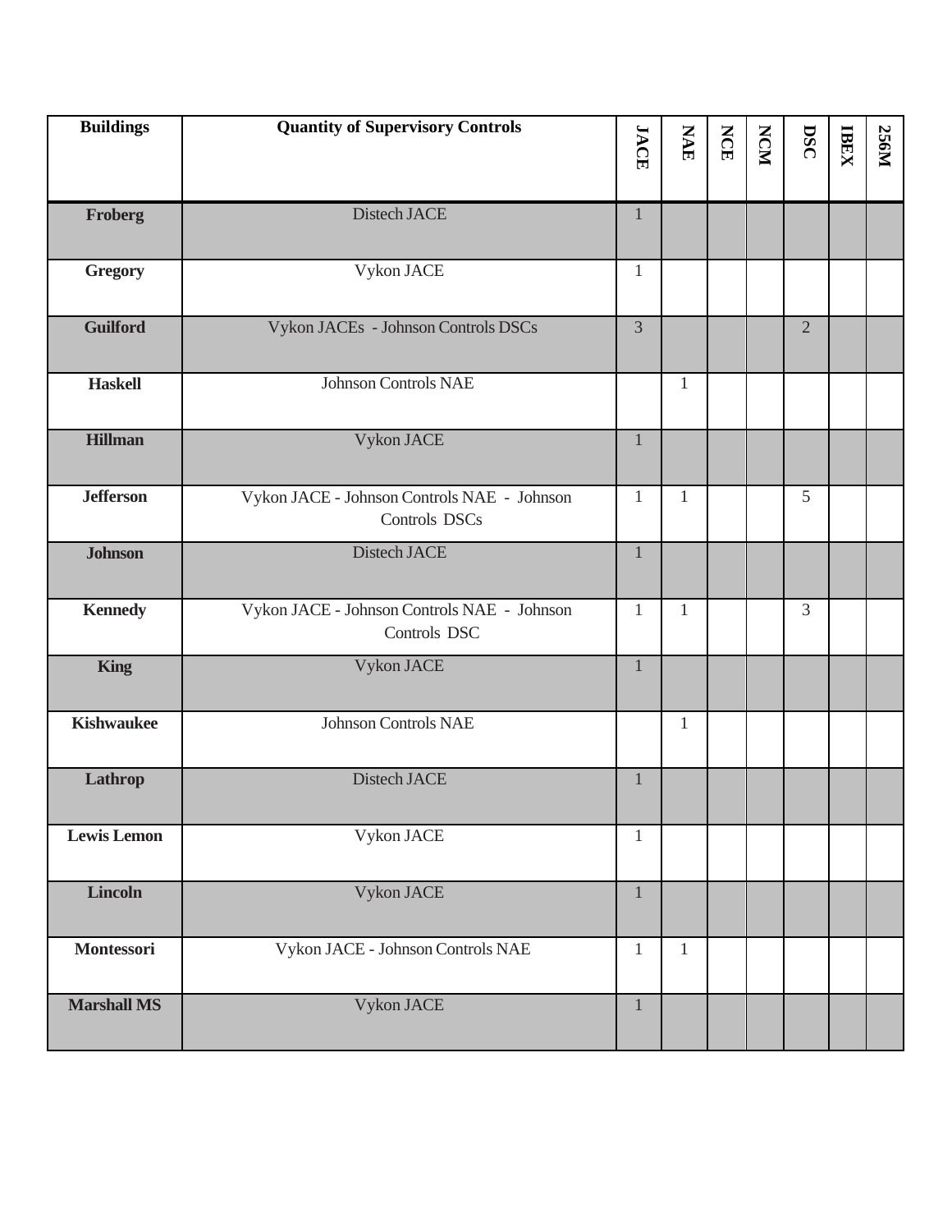| Buildings | Quantity of Supervisory Controls | JACE | NAE | NCE | NCM | DSC | IBEX | 256M |
|---|---|---|---|---|---|---|---|---|
| **Froberg** | Distech JACE | 1 | | | | | | |
| **Gregory** | Vykon JACE | 1 | | | | | | |
| **Guilford** | Vykon JACEs - Johnson Controls DSCs | 3 | | | | 2 | | |
| **Haskell** | Johnson Controls NAE | | 1 | | | | | |
| **Hillman** | Vykon JACE | 1 | | | | | | |
| **Jefferson** | Vykon JACE - Johnson Controls NAE - Johnson Controls DSCs | 1 | 1 | | | 5 | | |
| **Johnson** | Distech JACE | 1 | | | | | | |
| **Kennedy** | Vykon JACE - Johnson Controls NAE - Johnson Controls DSC | 1 | 1 | | | 3 | | |
| **King** | Vykon JACE | 1 | | | | | | |
| **Kishwaukee** | Johnson Controls NAE | | 1 | | | | | |
| **Lathrop** | Distech JACE | 1 | | | | | | |
| **Lewis Lemon** | Vykon JACE | 1 | | | | | | |
| **Lincoln** | Vykon JACE | 1 | | | | | | |
| **Montessori** | Vykon JACE - Johnson Controls NAE | 1 | 1 | | | | | |
| **Marshall MS** | Vykon JACE | 1 | | | | | | |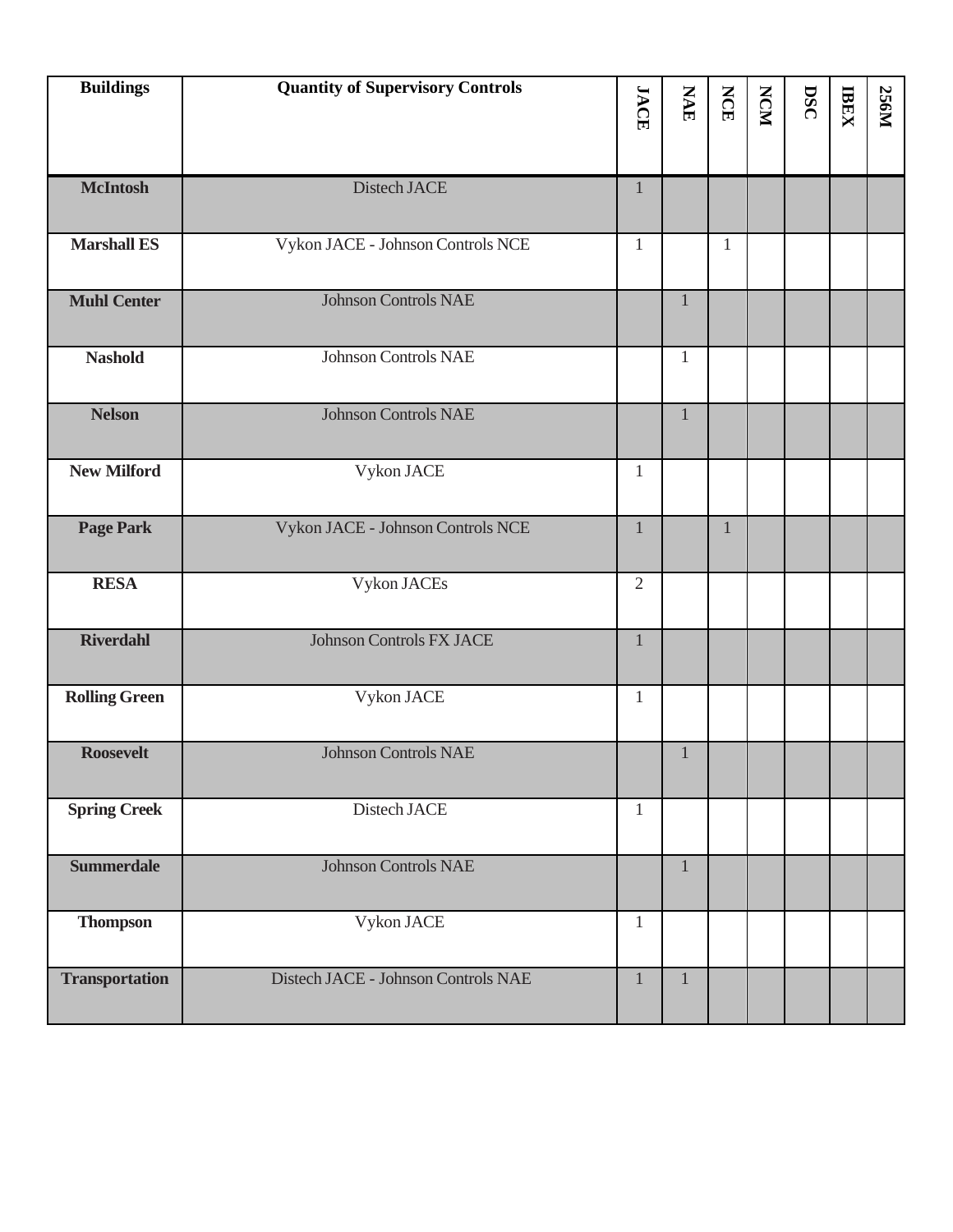| Buildings | Quantity of Supervisory Controls | JACE | NAE | NCE | NCM | DSC | IBEX | 256M |
|---|---|---|---|---|---|---|---|---|
| **McIntosh** | Distech JACE | 1 | | | | | | |
| **Marshall ES** | Vykon JACE - Johnson Controls NCE | 1 | | 1 | | | | |
| **Muhl Center** | Johnson Controls NAE | | 1 | | | | | |
| **Nashold** | Johnson Controls NAE | | 1 | | | | | |
| **Nelson** | Johnson Controls NAE | | 1 | | | | | |
| **New Milford** | Vykon JACE | 1 | | | | | | |
| **Page Park** | Vykon JACE - Johnson Controls NCE | 1 | | 1 | | | | |
| **RESA** | Vykon JACEs | 2 | | | | | | |
| **Riverdahl** | Johnson Controls FX JACE | 1 | | | | | | |
| **Rolling Green** | Vykon JACE | 1 | | | | | | |
| **Roosevelt** | Johnson Controls NAE | | 1 | | | | | |
| **Spring Creek** | Distech JACE | 1 | | | | | | |
| **Summerdale** | Johnson Controls NAE | | 1 | | | | | |
| **Thompson** | Vykon JACE | 1 | | | | | | |
| **Transportation** | Distech JACE - Johnson Controls NAE | 1 | 1 | | | | | |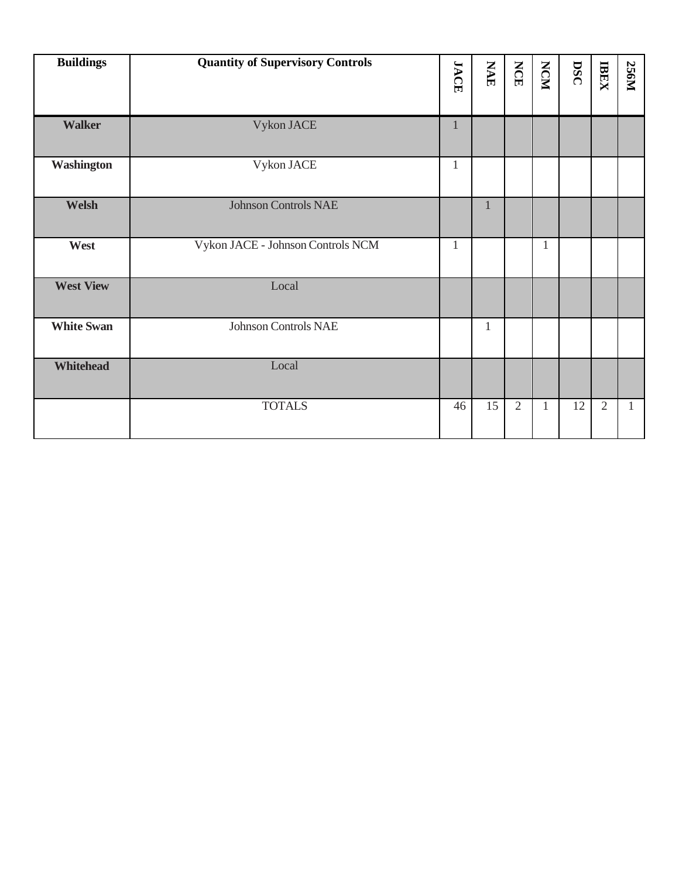| Buildings | Quantity of Supervisory Controls | JACE | NAE | NCE | NCM | DSC | IBEX | 256M |
|---|---|---|---|---|---|---|---|---|
| **Walker** | Vykon JACE | 1 | | | | | | |
| **Washington** | Vykon JACE | 1 | | | | | | |
| **Welsh** | Johnson Controls NAE | | 1 | | | | | |
| **West** | Vykon JACE - Johnson Controls NCM | 1 | | | 1 | | | |
| **West View** | Local | | | | | | | |
| **White Swan** | Johnson Controls NAE | | 1 | | | | | |
| **Whitehead** | Local | | | | | | | |
| | TOTALS | 46 | 15 | 2 | 1 | 12 | 2 | 1 |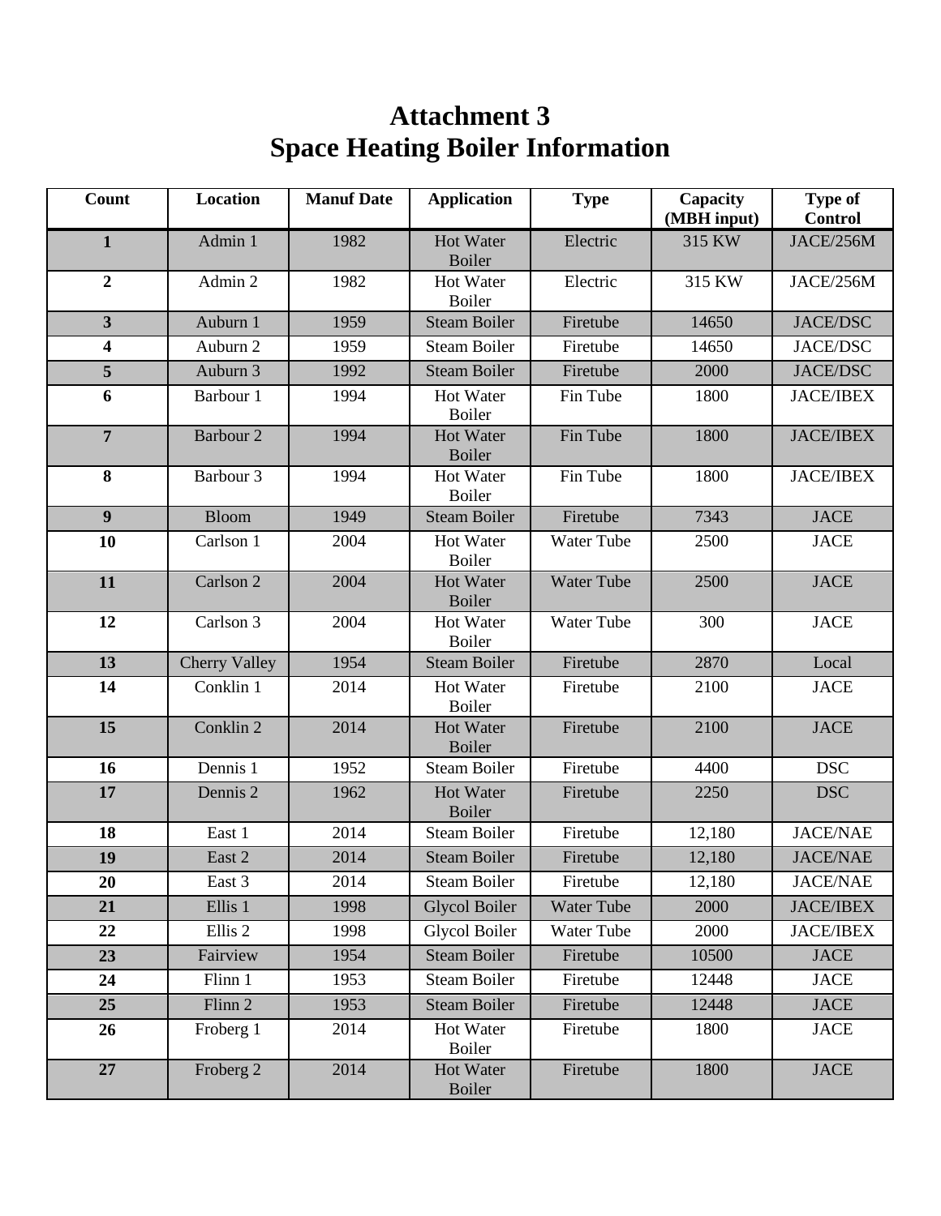# Attachment 3
# Space Heating Boiler Information

| Count | Location | Manuf Date | Application | Type | Capacity (MBH input) | Type of Control |
|---|---|---|---|---|---|---|
| **1** | Admin 1 | 1982 | Hot Water Boiler | Electric | 315 KW | JACE/256M |
| **2** | Admin 2 | 1982 | Hot Water Boiler | Electric | 315 KW | JACE/256M |
| **3** | Auburn 1 | 1959 | Steam Boiler | Firetube | 14650 | JACE/DSC |
| **4** | Auburn 2 | 1959 | Steam Boiler | Firetube | 14650 | JACE/DSC |
| **5** | Auburn 3 | 1992 | Steam Boiler | Firetube | 2000 | JACE/DSC |
| **6** | Barbour 1 | 1994 | Hot Water Boiler | Fin Tube | 1800 | JACE/IBEX |
| **7** | Barbour 2 | 1994 | Hot Water Boiler | Fin Tube | 1800 | JACE/IBEX |
| **8** | Barbour 3 | 1994 | Hot Water Boiler | Fin Tube | 1800 | JACE/IBEX |
| **9** | Bloom | 1949 | Steam Boiler | Firetube | 7343 | JACE |
| **10** | Carlson 1 | 2004 | Hot Water Boiler | Water Tube | 2500 | JACE |
| **11** | Carlson 2 | 2004 | Hot Water Boiler | Water Tube | 2500 | JACE |
| **12** | Carlson 3 | 2004 | Hot Water Boiler | Water Tube | 300 | JACE |
| **13** | Cherry Valley | 1954 | Steam Boiler | Firetube | 2870 | Local |
| **14** | Conklin 1 | 2014 | Hot Water Boiler | Firetube | 2100 | JACE |
| **15** | Conklin 2 | 2014 | Hot Water Boiler | Firetube | 2100 | JACE |
| **16** | Dennis 1 | 1952 | Steam Boiler | Firetube | 4400 | DSC |
| **17** | Dennis 2 | 1962 | Hot Water Boiler | Firetube | 2250 | DSC |
| **18** | East 1 | 2014 | Steam Boiler | Firetube | 12,180 | JACE/NAE |
| **19** | East 2 | 2014 | Steam Boiler | Firetube | 12,180 | JACE/NAE |
| **20** | East 3 | 2014 | Steam Boiler | Firetube | 12,180 | JACE/NAE |
| **21** | Ellis 1 | 1998 | Glycol Boiler | Water Tube | 2000 | JACE/IBEX |
| **22** | Ellis 2 | 1998 | Glycol Boiler | Water Tube | 2000 | JACE/IBEX |
| **23** | Fairview | 1954 | Steam Boiler | Firetube | 10500 | JACE |
| **24** | Flinn 1 | 1953 | Steam Boiler | Firetube | 12448 | JACE |
| **25** | Flinn 2 | 1953 | Steam Boiler | Firetube | 12448 | JACE |
| **26** | Froberg 1 | 2014 | Hot Water Boiler | Firetube | 1800 | JACE |
| **27** | Froberg 2 | 2014 | Hot Water Boiler | Firetube | 1800 | JACE |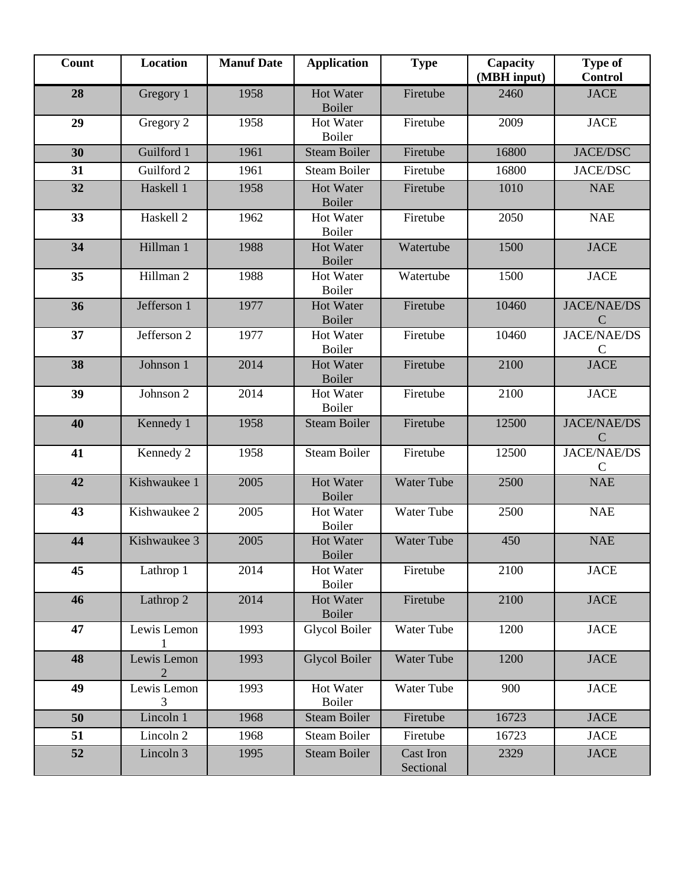| Count | Location | Manuf Date | Application | Type | Capacity (MBH input) | Type of Control |
|---|---|---|---|---|---|---|
| **28** | Gregory 1 | 1958 | Hot Water Boiler | Firetube | 2460 | JACE |
| **29** | Gregory 2 | 1958 | Hot Water Boiler | Firetube | 2009 | JACE |
| **30** | Guilford 1 | 1961 | Steam Boiler | Firetube | 16800 | JACE/DSC |
| **31** | Guilford 2 | 1961 | Steam Boiler | Firetube | 16800 | JACE/DSC |
| **32** | Haskell 1 | 1958 | Hot Water Boiler | Firetube | 1010 | NAE |
| **33** | Haskell 2 | 1962 | Hot Water Boiler | Firetube | 2050 | NAE |
| **34** | Hillman 1 | 1988 | Hot Water Boiler | Watertube | 1500 | JACE |
| **35** | Hillman 2 | 1988 | Hot Water Boiler | Watertube | 1500 | JACE |
| **36** | Jefferson 1 | 1977 | Hot Water Boiler | Firetube | 10460 | JACE/NAE/DSC |
| **37** | Jefferson 2 | 1977 | Hot Water Boiler | Firetube | 10460 | JACE/NAE/DSC |
| **38** | Johnson 1 | 2014 | Hot Water Boiler | Firetube | 2100 | JACE |
| **39** | Johnson 2 | 2014 | Hot Water Boiler | Firetube | 2100 | JACE |
| **40** | Kennedy 1 | 1958 | Steam Boiler | Firetube | 12500 | JACE/NAE/DSC |
| **41** | Kennedy 2 | 1958 | Steam Boiler | Firetube | 12500 | JACE/NAE/DSC |
| **42** | Kishwaukee 1 | 2005 | Hot Water Boiler | Water Tube | 2500 | NAE |
| **43** | Kishwaukee 2 | 2005 | Hot Water Boiler | Water Tube | 2500 | NAE |
| **44** | Kishwaukee 3 | 2005 | Hot Water Boiler | Water Tube | 450 | NAE |
| **45** | Lathrop 1 | 2014 | Hot Water Boiler | Firetube | 2100 | JACE |
| **46** | Lathrop 2 | 2014 | Hot Water Boiler | Firetube | 2100 | JACE |
| **47** | Lewis Lemon 1 | 1993 | Glycol Boiler | Water Tube | 1200 | JACE |
| **48** | Lewis Lemon 2 | 1993 | Glycol Boiler | Water Tube | 1200 | JACE |
| **49** | Lewis Lemon 3 | 1993 | Hot Water Boiler | Water Tube | 900 | JACE |
| **50** | Lincoln 1 | 1968 | Steam Boiler | Firetube | 16723 | JACE |
| **51** | Lincoln 2 | 1968 | Steam Boiler | Firetube | 16723 | JACE |
| **52** | Lincoln 3 | 1995 | Steam Boiler | Cast Iron Sectional | 2329 | JACE |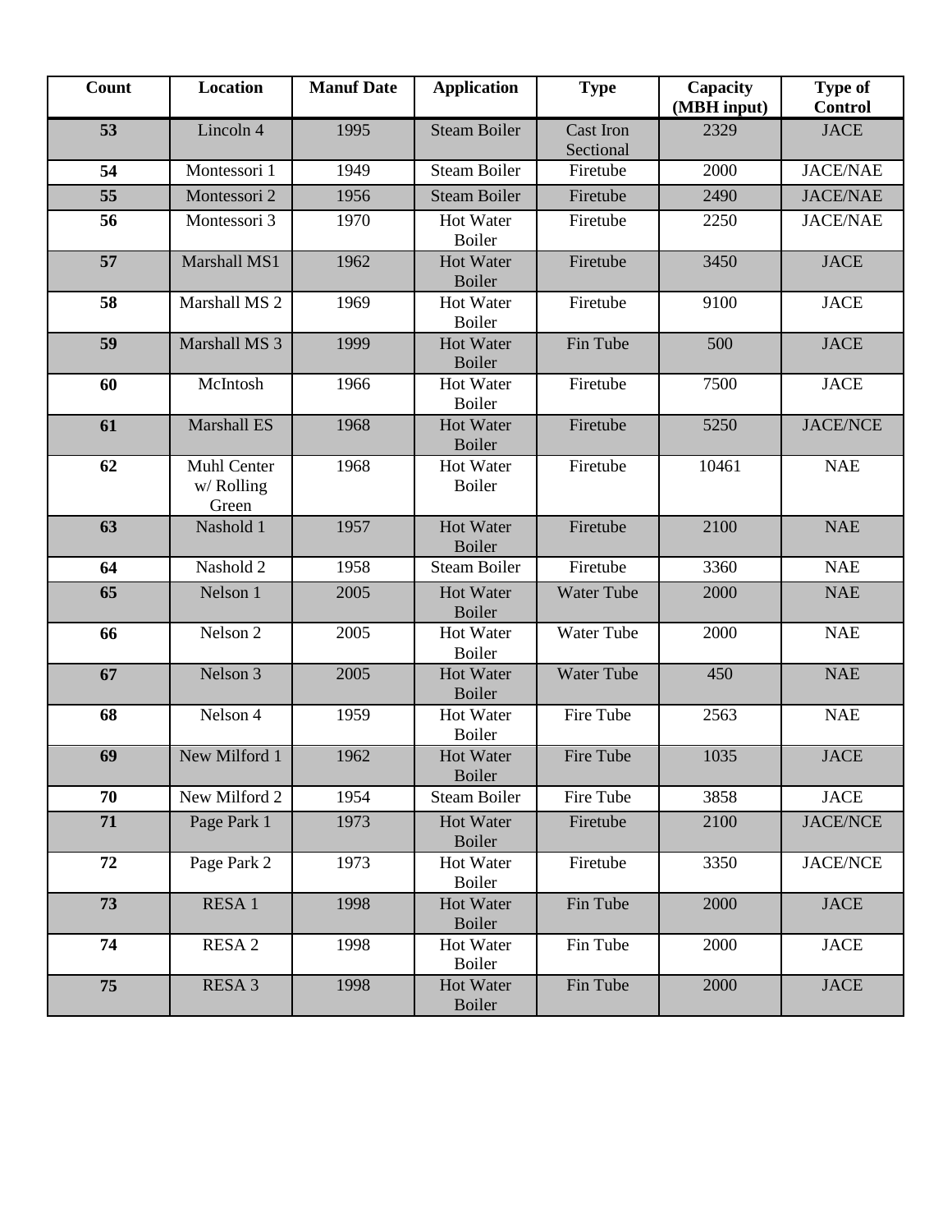| Count | Location | Manuf Date | Application | Type | Capacity (MBH input) | Type of Control |
|---|---|---|---|---|---|---|
| **53** | Lincoln 4 | 1995 | Steam Boiler | Cast Iron Sectional | 2329 | JACE |
| **54** | Montessori 1 | 1949 | Steam Boiler | Firetube | 2000 | JACE/NAE |
| **55** | Montessori 2 | 1956 | Steam Boiler | Firetube | 2490 | JACE/NAE |
| **56** | Montessori 3 | 1970 | Hot Water Boiler | Firetube | 2250 | JACE/NAE |
| **57** | Marshall MS1 | 1962 | Hot Water Boiler | Firetube | 3450 | JACE |
| **58** | Marshall MS 2 | 1969 | Hot Water Boiler | Firetube | 9100 | JACE |
| **59** | Marshall MS 3 | 1999 | Hot Water Boiler | Fin Tube | 500 | JACE |
| **60** | McIntosh | 1966 | Hot Water Boiler | Firetube | 7500 | JACE |
| **61** | Marshall ES | 1968 | Hot Water Boiler | Firetube | 5250 | JACE/NCE |
| **62** | Muhl Center w/ Rolling Green | 1968 | Hot Water Boiler | Firetube | 10461 | NAE |
| **63** | Nashold 1 | 1957 | Hot Water Boiler | Firetube | 2100 | NAE |
| **64** | Nashold 2 | 1958 | Steam Boiler | Firetube | 3360 | NAE |
| **65** | Nelson 1 | 2005 | Hot Water Boiler | Water Tube | 2000 | NAE |
| **66** | Nelson 2 | 2005 | Hot Water Boiler | Water Tube | 2000 | NAE |
| **67** | Nelson 3 | 2005 | Hot Water Boiler | Water Tube | 450 | NAE |
| **68** | Nelson 4 | 1959 | Hot Water Boiler | Fire Tube | 2563 | NAE |
| **69** | New Milford 1 | 1962 | Hot Water Boiler | Fire Tube | 1035 | JACE |
| **70** | New Milford 2 | 1954 | Steam Boiler | Fire Tube | 3858 | JACE |
| **71** | Page Park 1 | 1973 | Hot Water Boiler | Firetube | 2100 | JACE/NCE |
| **72** | Page Park 2 | 1973 | Hot Water Boiler | Firetube | 3350 | JACE/NCE |
| **73** | RESA 1 | 1998 | Hot Water Boiler | Fin Tube | 2000 | JACE |
| **74** | RESA 2 | 1998 | Hot Water Boiler | Fin Tube | 2000 | JACE |
| **75** | RESA 3 | 1998 | Hot Water Boiler | Fin Tube | 2000 | JACE |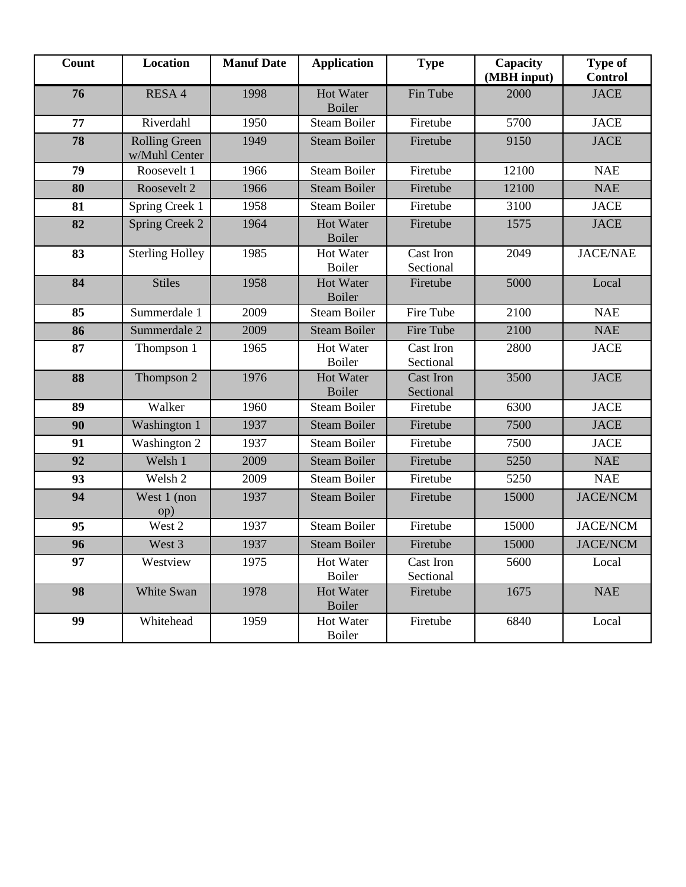| Count | Location | Manuf Date | Application | Type | Capacity (MBH input) | Type of Control |
|---|---|---|---|---|---|---|
| **76** | RESA 4 | 1998 | Hot Water Boiler | Fin Tube | 2000 | JACE |
| **77** | Riverdahl | 1950 | Steam Boiler | Firetube | 5700 | JACE |
| **78** | Rolling Green w/Muhl Center | 1949 | Steam Boiler | Firetube | 9150 | JACE |
| **79** | Roosevelt 1 | 1966 | Steam Boiler | Firetube | 12100 | NAE |
| **80** | Roosevelt 2 | 1966 | Steam Boiler | Firetube | 12100 | NAE |
| **81** | Spring Creek 1 | 1958 | Steam Boiler | Firetube | 3100 | JACE |
| **82** | Spring Creek 2 | 1964 | Hot Water Boiler | Firetube | 1575 | JACE |
| **83** | Sterling Holley | 1985 | Hot Water Boiler | Cast Iron Sectional | 2049 | JACE/NAE |
| **84** | Stiles | 1958 | Hot Water Boiler | Firetube | 5000 | Local |
| **85** | Summerdale 1 | 2009 | Steam Boiler | Fire Tube | 2100 | NAE |
| **86** | Summerdale 2 | 2009 | Steam Boiler | Fire Tube | 2100 | NAE |
| **87** | Thompson 1 | 1965 | Hot Water Boiler | Cast Iron Sectional | 2800 | JACE |
| **88** | Thompson 2 | 1976 | Hot Water Boiler | Cast Iron Sectional | 3500 | JACE |
| **89** | Walker | 1960 | Steam Boiler | Firetube | 6300 | JACE |
| **90** | Washington 1 | 1937 | Steam Boiler | Firetube | 7500 | JACE |
| **91** | Washington 2 | 1937 | Steam Boiler | Firetube | 7500 | JACE |
| **92** | Welsh 1 | 2009 | Steam Boiler | Firetube | 5250 | NAE |
| **93** | Welsh 2 | 2009 | Steam Boiler | Firetube | 5250 | NAE |
| **94** | West 1 (non op) | 1937 | Steam Boiler | Firetube | 15000 | JACE/NCM |
| **95** | West 2 | 1937 | Steam Boiler | Firetube | 15000 | JACE/NCM |
| **96** | West 3 | 1937 | Steam Boiler | Firetube | 15000 | JACE/NCM |
| **97** | Westview | 1975 | Hot Water Boiler | Cast Iron Sectional | 5600 | Local |
| **98** | White Swan | 1978 | Hot Water Boiler | Firetube | 1675 | NAE |
| **99** | Whitehead | 1959 | Hot Water Boiler | Firetube | 6840 | Local |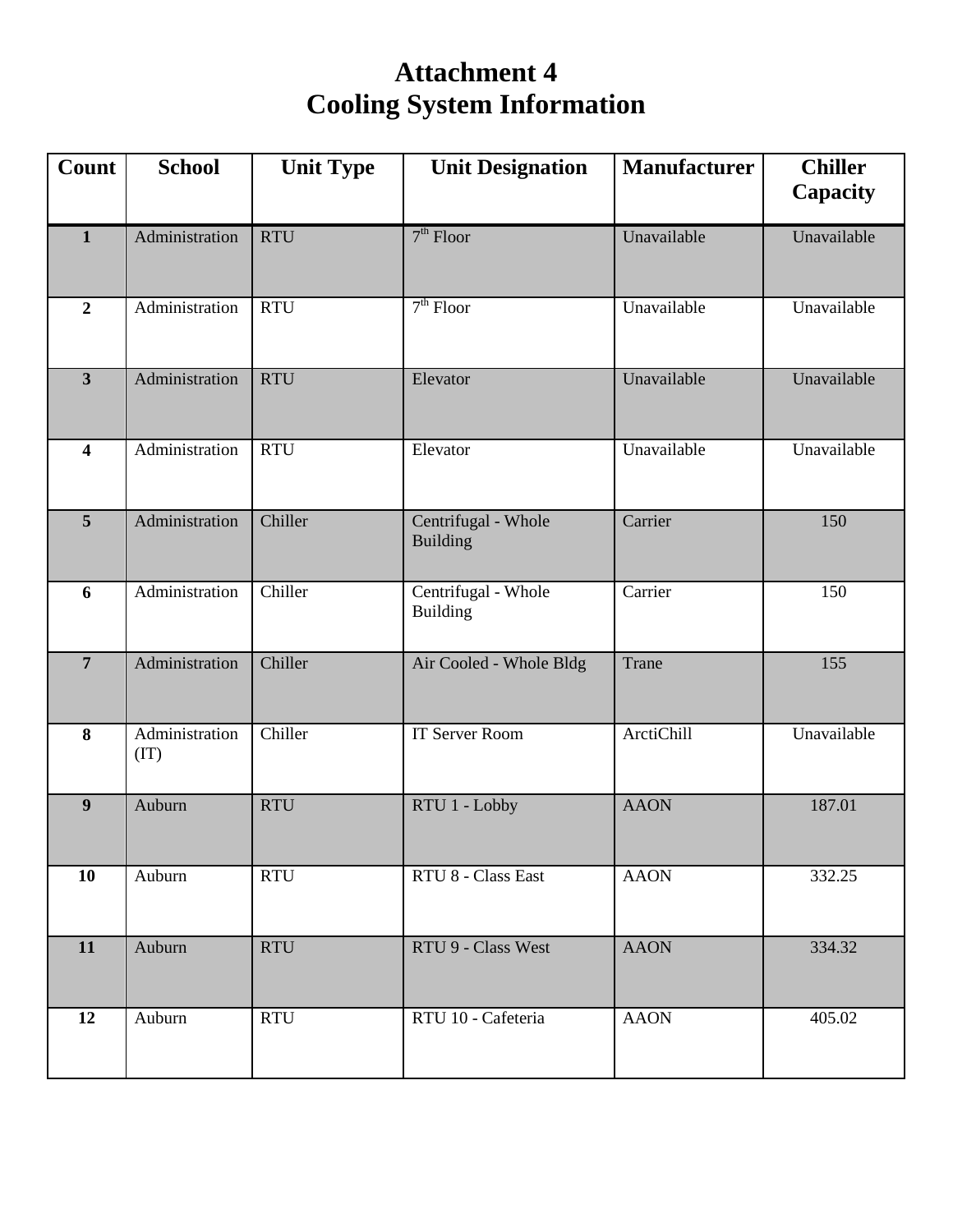# Attachment 4
# Cooling System Information

| Count | School | Unit Type | Unit Designation | Manufacturer | Chiller Capacity |
|---|---|---|---|---|---|
| **1** | Administration | RTU | 7th Floor | Unavailable | Unavailable |
| **2** | Administration | RTU | 7th Floor | Unavailable | Unavailable |
| **3** | Administration | RTU | Elevator | Unavailable | Unavailable |
| **4** | Administration | RTU | Elevator | Unavailable | Unavailable |
| **5** | Administration | Chiller | Centrifugal - Whole Building | Carrier | 150 |
| **6** | Administration | Chiller | Centrifugal - Whole Building | Carrier | 150 |
| **7** | Administration | Chiller | Air Cooled - Whole Bldg | Trane | 155 |
| **8** | Administration (IT) | Chiller | IT Server Room | ArctiChill | Unavailable |
| **9** | Auburn | RTU | RTU 1 - Lobby | AAON | 187.01 |
| **10** | Auburn | RTU | RTU 8 - Class East | AAON | 332.25 |
| **11** | Auburn | RTU | RTU 9 - Class West | AAON | 334.32 |
| **12** | Auburn | RTU | RTU 10 - Cafeteria | AAON | 405.02 |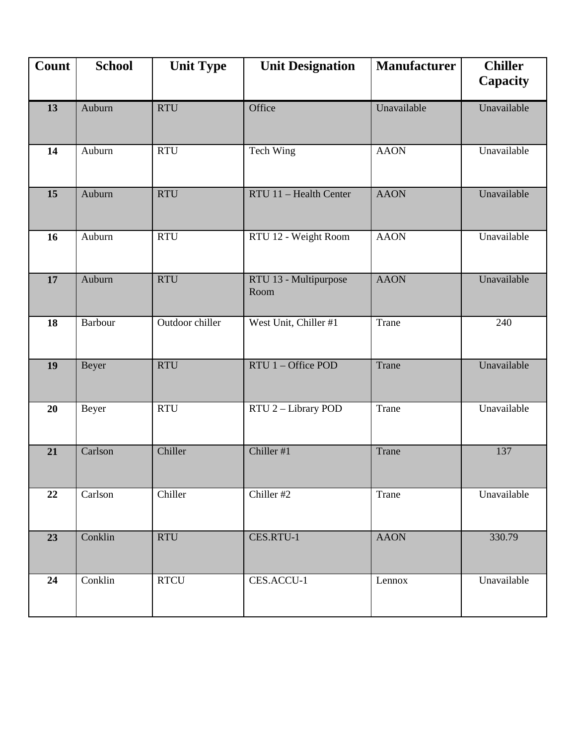| Count | School | Unit Type | Unit Designation | Manufacturer | Chiller Capacity |
|---|---|---|---|---|---|
| 13 | Auburn | RTU | Office | Unavailable | Unavailable |
| 14 | Auburn | RTU | Tech Wing | AAON | Unavailable |
| 15 | Auburn | RTU | RTU 11 – Health Center | AAON | Unavailable |
| 16 | Auburn | RTU | RTU 12 - Weight Room | AAON | Unavailable |
| 17 | Auburn | RTU | RTU 13 - Multipurpose Room | AAON | Unavailable |
| 18 | Barbour | Outdoor chiller | West Unit, Chiller #1 | Trane | 240 |
| 19 | Beyer | RTU | RTU 1 – Office POD | Trane | Unavailable |
| 20 | Beyer | RTU | RTU 2 – Library POD | Trane | Unavailable |
| 21 | Carlson | Chiller | Chiller #1 | Trane | 137 |
| 22 | Carlson | Chiller | Chiller #2 | Trane | Unavailable |
| 23 | Conklin | RTU | CES.RTU-1 | AAON | 330.79 |
| 24 | Conklin | RTCU | CES.ACCU-1 | Lennox | Unavailable |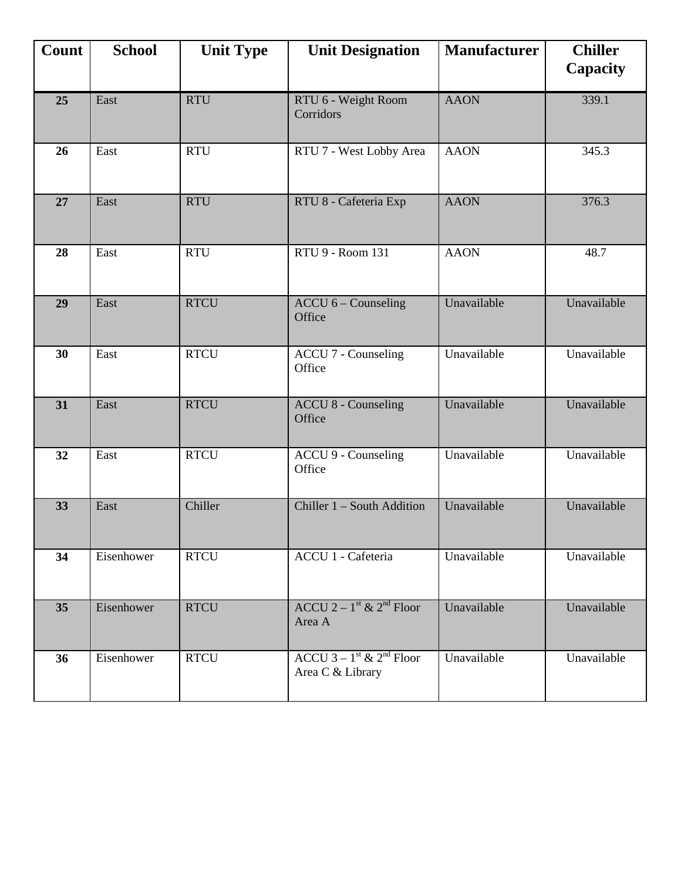| Count | School | Unit Type | Unit Designation | Manufacturer | Chiller Capacity |
|---|---|---|---|---|---|
| **25** | East | RTU | RTU 6 - Weight Room Corridors | AAON | 339.1 |
| **26** | East | RTU | RTU 7 - West Lobby Area | AAON | 345.3 |
| **27** | East | RTU | RTU 8 - Cafeteria Exp | AAON | 376.3 |
| **28** | East | RTU | RTU 9 - Room 131 | AAON | 48.7 |
| **29** | East | RTCU | ACCU 6 – Counseling Office | Unavailable | Unavailable |
| **30** | East | RTCU | ACCU 7 - Counseling Office | Unavailable | Unavailable |
| **31** | East | RTCU | ACCU 8 - Counseling Office | Unavailable | Unavailable |
| **32** | East | RTCU | ACCU 9 - Counseling Office | Unavailable | Unavailable |
| **33** | East | Chiller | Chiller 1 – South Addition | Unavailable | Unavailable |
| **34** | Eisenhower | RTCU | ACCU 1 - Cafeteria | Unavailable | Unavailable |
| **35** | Eisenhower | RTCU | ACCU 2 – 1st & 2nd Floor Area A | Unavailable | Unavailable |
| **36** | Eisenhower | RTCU | ACCU 3 – 1st & 2nd Floor Area C & Library | Unavailable | Unavailable |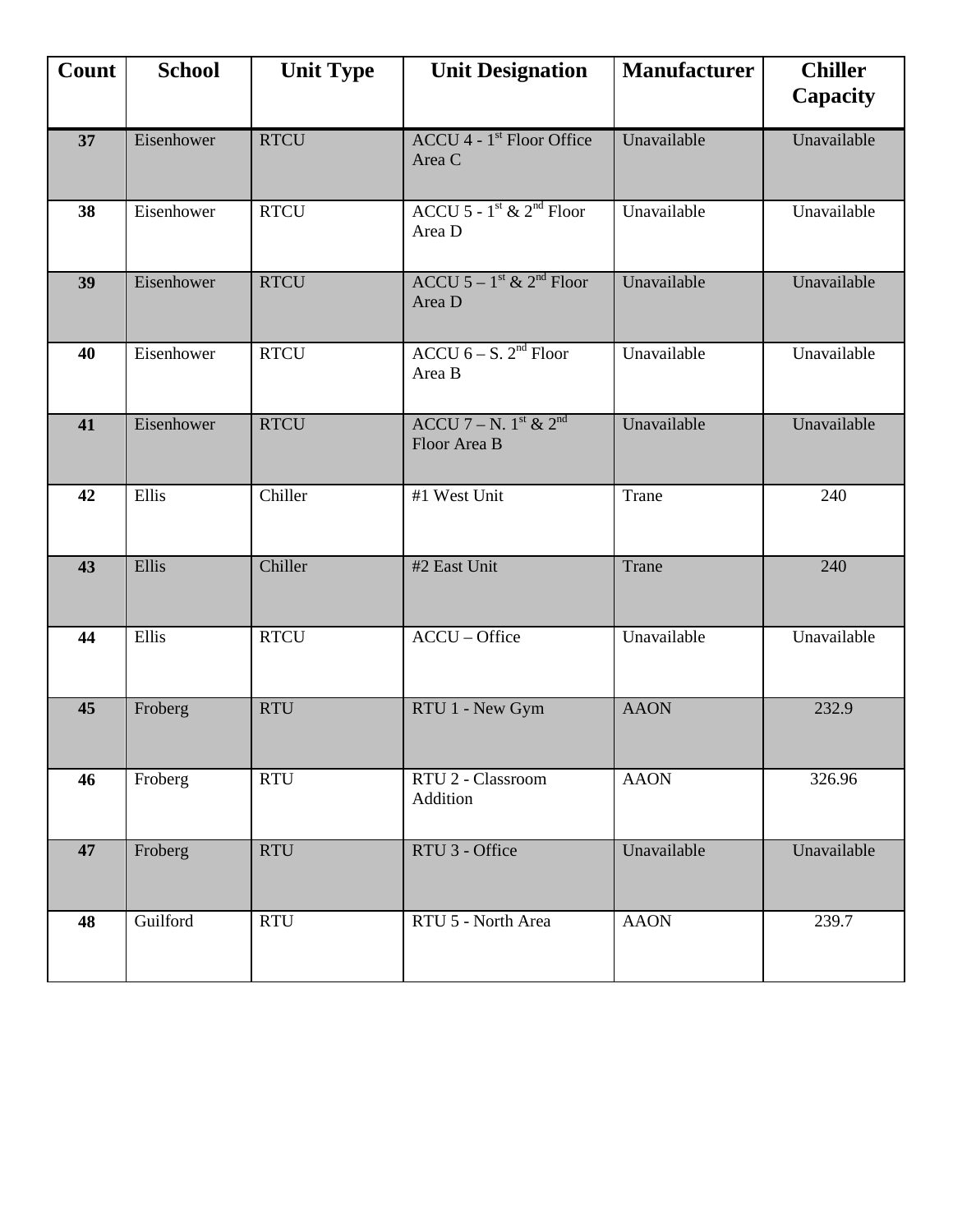| Count | School | Unit Type | Unit Designation | Manufacturer | Chiller Capacity |
|---|---|---|---|---|---|
| **37** | Eisenhower | RTCU | ACCU 4 - 1st Floor Office Area C | Unavailable | Unavailable |
| **38** | Eisenhower | RTCU | ACCU 5 - 1st & 2nd Floor Area D | Unavailable | Unavailable |
| **39** | Eisenhower | RTCU | ACCU 5 – 1st & 2nd Floor Area D | Unavailable | Unavailable |
| **40** | Eisenhower | RTCU | ACCU 6 – S. 2nd Floor Area B | Unavailable | Unavailable |
| **41** | Eisenhower | RTCU | ACCU 7 – N. 1st & 2nd Floor Area B | Unavailable | Unavailable |
| **42** | Ellis | Chiller | #1 West Unit | Trane | 240 |
| **43** | Ellis | Chiller | #2 East Unit | Trane | 240 |
| **44** | Ellis | RTCU | ACCU – Office | Unavailable | Unavailable |
| **45** | Froberg | RTU | RTU 1 - New Gym | AAON | 232.9 |
| **46** | Froberg | RTU | RTU 2 - Classroom Addition | AAON | 326.96 |
| **47** | Froberg | RTU | RTU 3 - Office | Unavailable | Unavailable |
| **48** | Guilford | RTU | RTU 5 - North Area | AAON | 239.7 |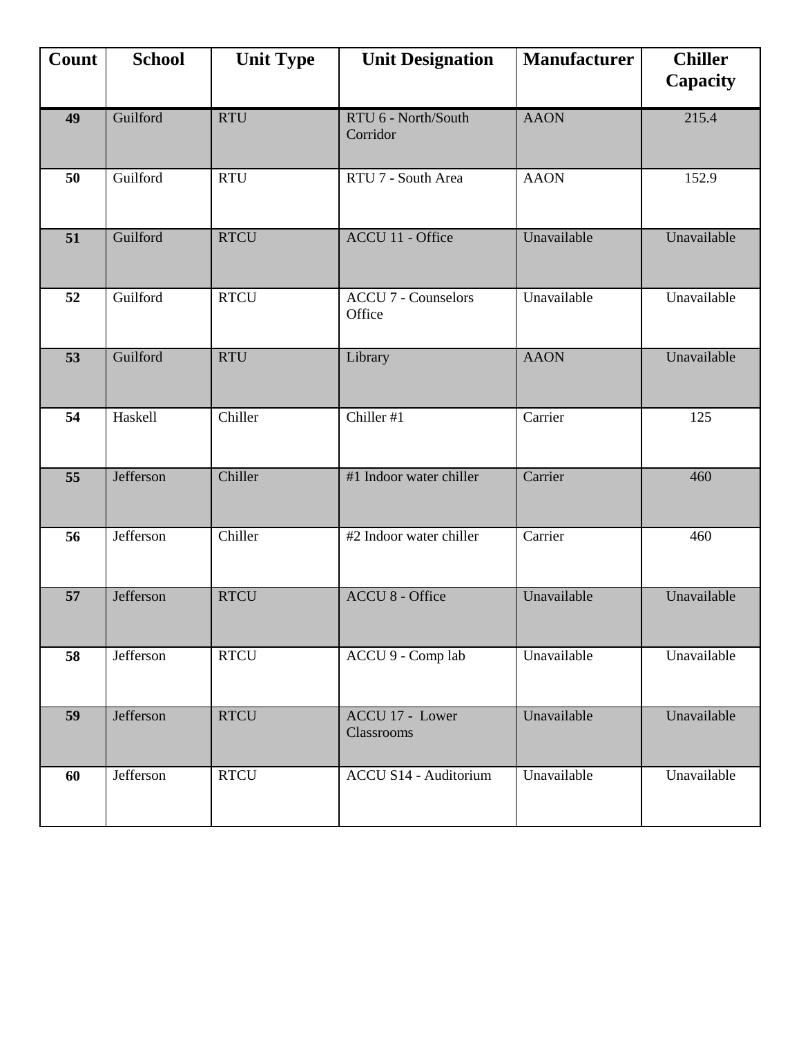| Count | School | Unit Type | Unit Designation | Manufacturer | Chiller Capacity |
|---|---|---|---|---|---|
| **49** | Guilford | RTU | RTU 6 - North/South Corridor | AAON | 215.4 |
| **50** | Guilford | RTU | RTU 7 - South Area | AAON | 152.9 |
| **51** | Guilford | RTCU | ACCU 11 - Office | Unavailable | Unavailable |
| **52** | Guilford | RTCU | ACCU 7 - Counselors Office | Unavailable | Unavailable |
| **53** | Guilford | RTU | Library | AAON | Unavailable |
| **54** | Haskell | Chiller | Chiller #1 | Carrier | 125 |
| **55** | Jefferson | Chiller | #1 Indoor water chiller | Carrier | 460 |
| **56** | Jefferson | Chiller | #2 Indoor water chiller | Carrier | 460 |
| **57** | Jefferson | RTCU | ACCU 8 - Office | Unavailable | Unavailable |
| **58** | Jefferson | RTCU | ACCU 9 - Comp lab | Unavailable | Unavailable |
| **59** | Jefferson | RTCU | ACCU 17 - Lower Classrooms | Unavailable | Unavailable |
| **60** | Jefferson | RTCU | ACCU S14 - Auditorium | Unavailable | Unavailable |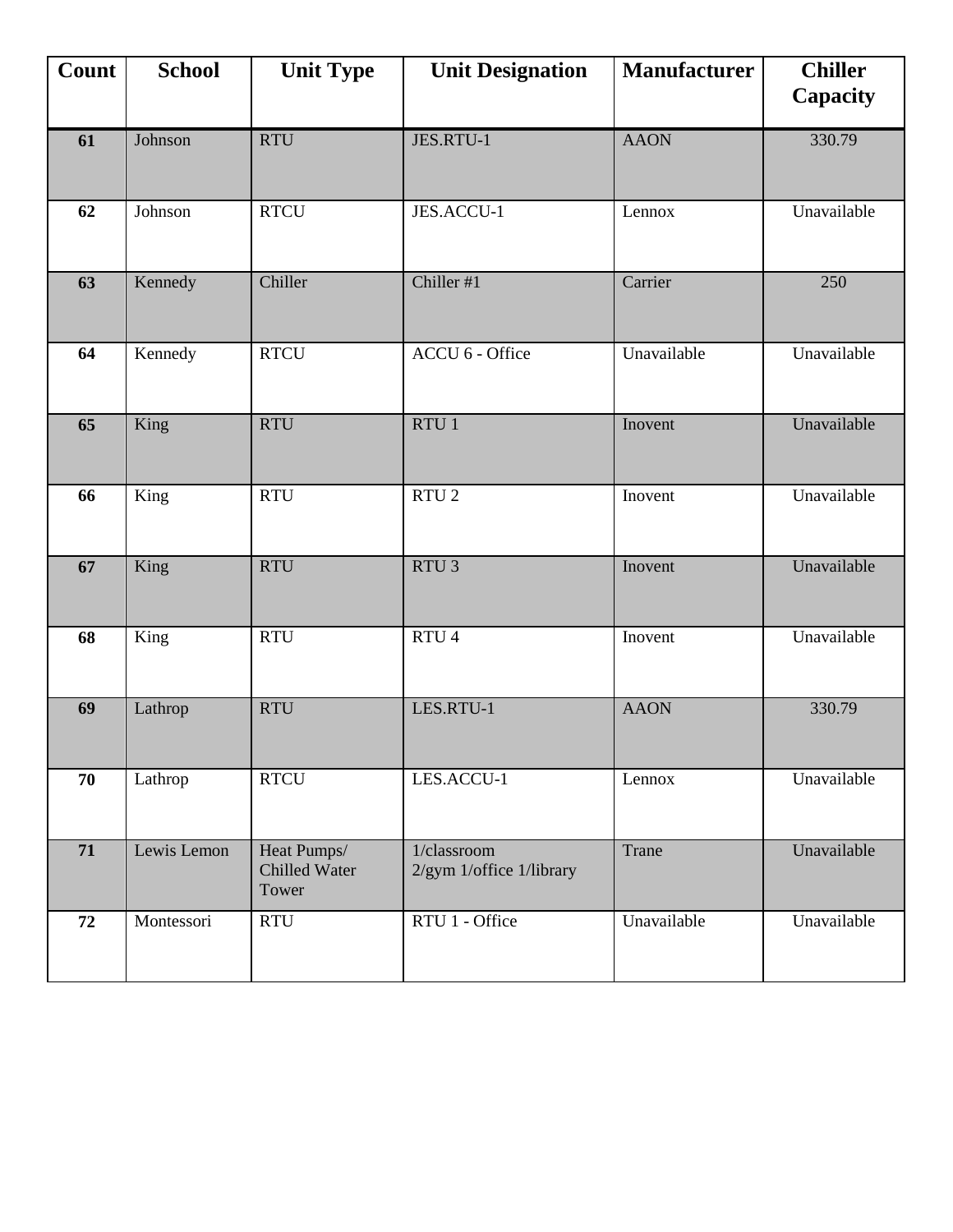| Count | School | Unit Type | Unit Designation | Manufacturer | Chiller Capacity |
|---|---|---|---|---|---|
| **61** | Johnson | RTU | JES.RTU-1 | AAON | 330.79 |
| **62** | Johnson | RTCU | JES.ACCU-1 | Lennox | Unavailable |
| **63** | Kennedy | Chiller | Chiller #1 | Carrier | 250 |
| **64** | Kennedy | RTCU | ACCU 6 - Office | Unavailable | Unavailable |
| **65** | King | RTU | RTU 1 | Inovent | Unavailable |
| **66** | King | RTU | RTU 2 | Inovent | Unavailable |
| **67** | King | RTU | RTU 3 | Inovent | Unavailable |
| **68** | King | RTU | RTU 4 | Inovent | Unavailable |
| **69** | Lathrop | RTU | LES.RTU-1 | AAON | 330.79 |
| **70** | Lathrop | RTCU | LES.ACCU-1 | Lennox | Unavailable |
| **71** | Lewis Lemon | Heat Pumps/ Chilled Water Tower | 1/classroom 2/gym 1/office 1/library | Trane | Unavailable |
| **72** | Montessori | RTU | RTU 1 - Office | Unavailable | Unavailable |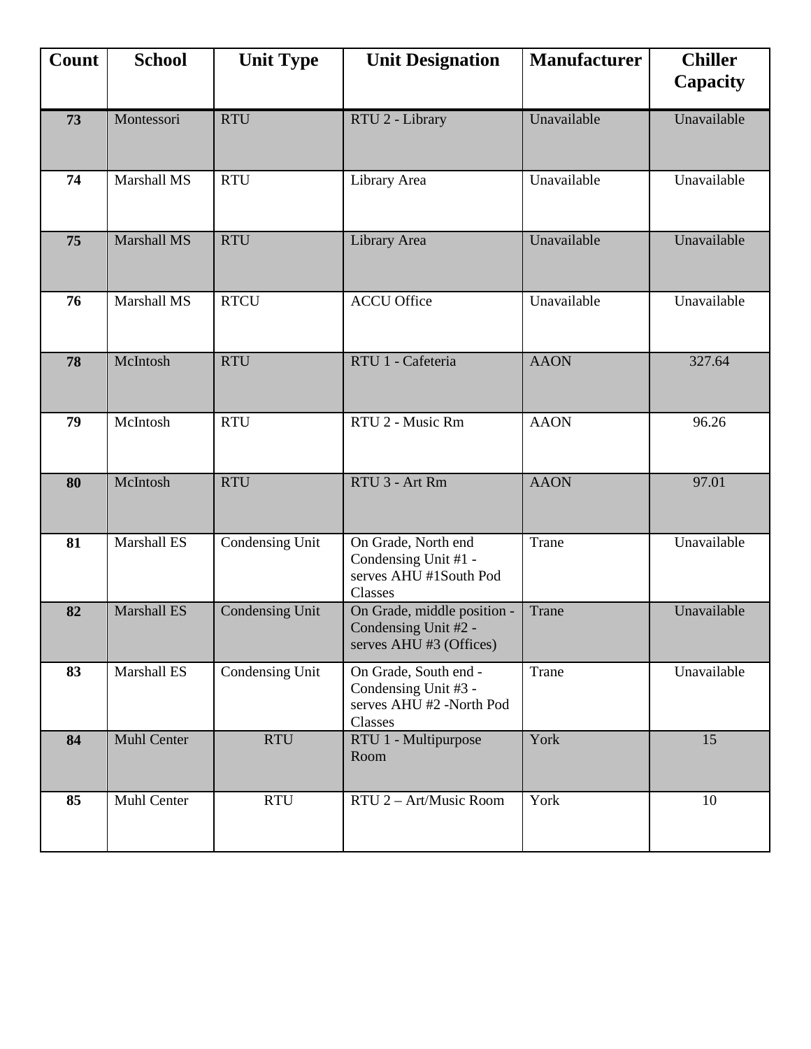| Count | School | Unit Type | Unit Designation | Manufacturer | Chiller Capacity |
|---|---|---|---|---|---|
| **73** | Montessori | RTU | RTU 2 - Library | Unavailable | Unavailable |
| **74** | Marshall MS | RTU | Library Area | Unavailable | Unavailable |
| **75** | Marshall MS | RTU | Library Area | Unavailable | Unavailable |
| **76** | Marshall MS | RTCU | ACCU Office | Unavailable | Unavailable |
| **78** | McIntosh | RTU | RTU 1 - Cafeteria | AAON | 327.64 |
| **79** | McIntosh | RTU | RTU 2 - Music Rm | AAON | 96.26 |
| **80** | McIntosh | RTU | RTU 3 - Art Rm | AAON | 97.01 |
| **81** | Marshall ES | Condensing Unit | On Grade, North end Condensing Unit #1 - serves AHU #1South Pod Classes | Trane | Unavailable |
| **82** | Marshall ES | Condensing Unit | On Grade, middle position - Condensing Unit #2 - serves AHU #3 (Offices) | Trane | Unavailable |
| **83** | Marshall ES | Condensing Unit | On Grade, South end - Condensing Unit #3 - serves AHU #2 -North Pod Classes | Trane | Unavailable |
| **84** | Muhl Center | RTU | RTU 1 - Multipurpose Room | York | 15 |
| **85** | Muhl Center | RTU | RTU 2 – Art/Music Room | York | 10 |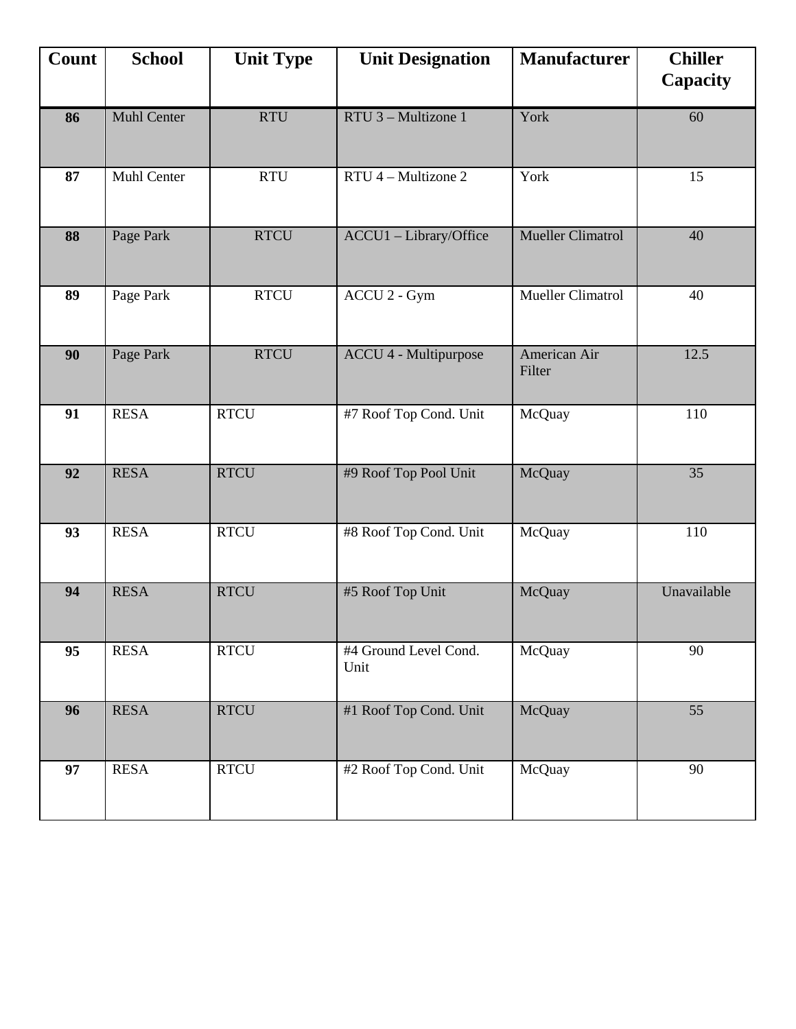| Count | School | Unit Type | Unit Designation | Manufacturer | Chiller Capacity |
|---|---|---|---|---|---|
| **86** | Muhl Center | RTU | RTU 3 – Multizone 1 | York | 60 |
| **87** | Muhl Center | RTU | RTU 4 – Multizone 2 | York | 15 |
| **88** | Page Park | RTCU | ACCU1 – Library/Office | Mueller Climatrol | 40 |
| **89** | Page Park | RTCU | ACCU 2 - Gym | Mueller Climatrol | 40 |
| **90** | Page Park | RTCU | ACCU 4 - Multipurpose | American Air Filter | 12.5 |
| **91** | RESA | RTCU | #7 Roof Top Cond. Unit | McQuay | 110 |
| **92** | RESA | RTCU | #9 Roof Top Pool Unit | McQuay | 35 |
| **93** | RESA | RTCU | #8 Roof Top Cond. Unit | McQuay | 110 |
| **94** | RESA | RTCU | #5 Roof Top Unit | McQuay | Unavailable |
| **95** | RESA | RTCU | #4 Ground Level Cond. Unit | McQuay | 90 |
| **96** | RESA | RTCU | #1 Roof Top Cond. Unit | McQuay | 55 |
| **97** | RESA | RTCU | #2 Roof Top Cond. Unit | McQuay | 90 |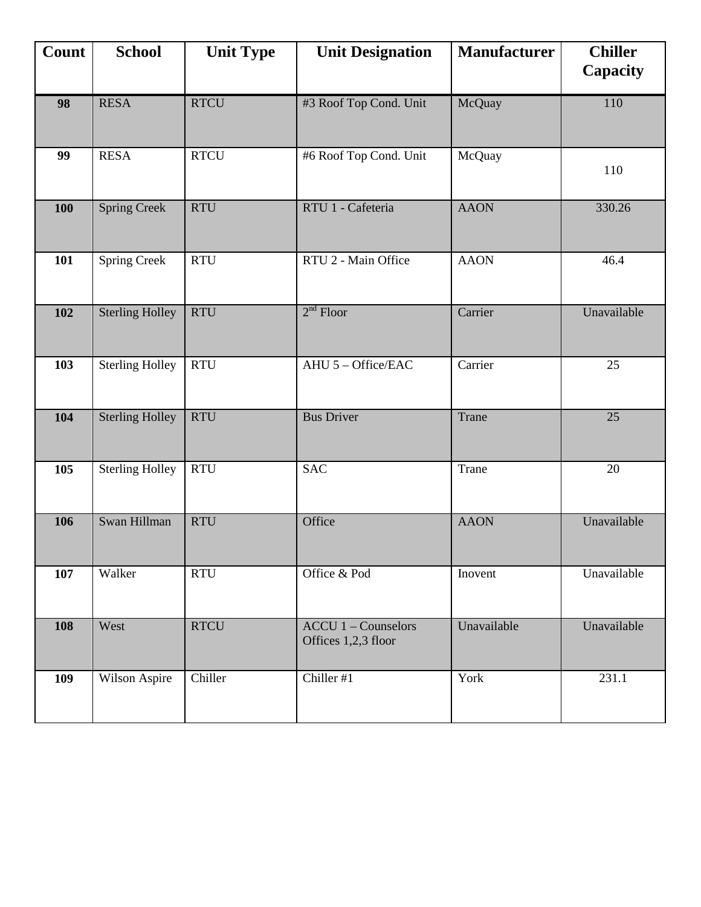| Count | School | Unit Type | Unit Designation | Manufacturer | Chiller Capacity |
|---|---|---|---|---|---|
| **98** | RESA | RTCU | #3 Roof Top Cond. Unit | McQuay | 110 |
| **99** | RESA | RTCU | #6 Roof Top Cond. Unit | McQuay | 110 |
| **100** | Spring Creek | RTU | RTU 1 - Cafeteria | AAON | 330.26 |
| **101** | Spring Creek | RTU | RTU 2 - Main Office | AAON | 46.4 |
| **102** | Sterling Holley | RTU | 2nd Floor | Carrier | Unavailable |
| **103** | Sterling Holley | RTU | AHU 5 – Office/EAC | Carrier | 25 |
| **104** | Sterling Holley | RTU | Bus Driver | Trane | 25 |
| **105** | Sterling Holley | RTU | SAC | Trane | 20 |
| **106** | Swan Hillman | RTU | Office | AAON | Unavailable |
| **107** | Walker | RTU | Office & Pod | Inovent | Unavailable |
| **108** | West | RTCU | ACCU 1 – Counselors Offices 1,2,3 floor | Unavailable | Unavailable |
| **109** | Wilson Aspire | Chiller | Chiller #1 | York | 231.1 |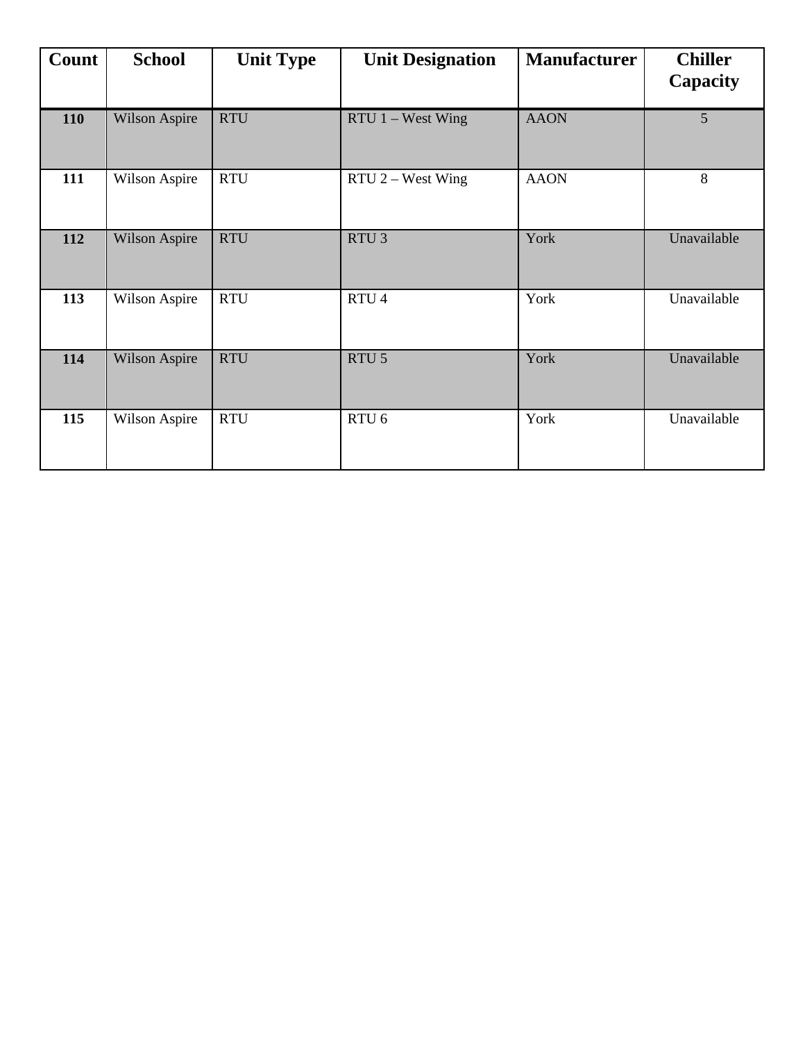| Count | School | Unit Type | Unit Designation | Manufacturer | Chiller Capacity |
|---|---|---|---|---|---|
| **110** | Wilson Aspire | RTU | RTU 1 – West Wing | AAON | 5 |
| **111** | Wilson Aspire | RTU | RTU 2 – West Wing | AAON | 8 |
| **112** | Wilson Aspire | RTU | RTU 3 | York | Unavailable |
| **113** | Wilson Aspire | RTU | RTU 4 | York | Unavailable |
| **114** | Wilson Aspire | RTU | RTU 5 | York | Unavailable |
| **115** | Wilson Aspire | RTU | RTU 6 | York | Unavailable |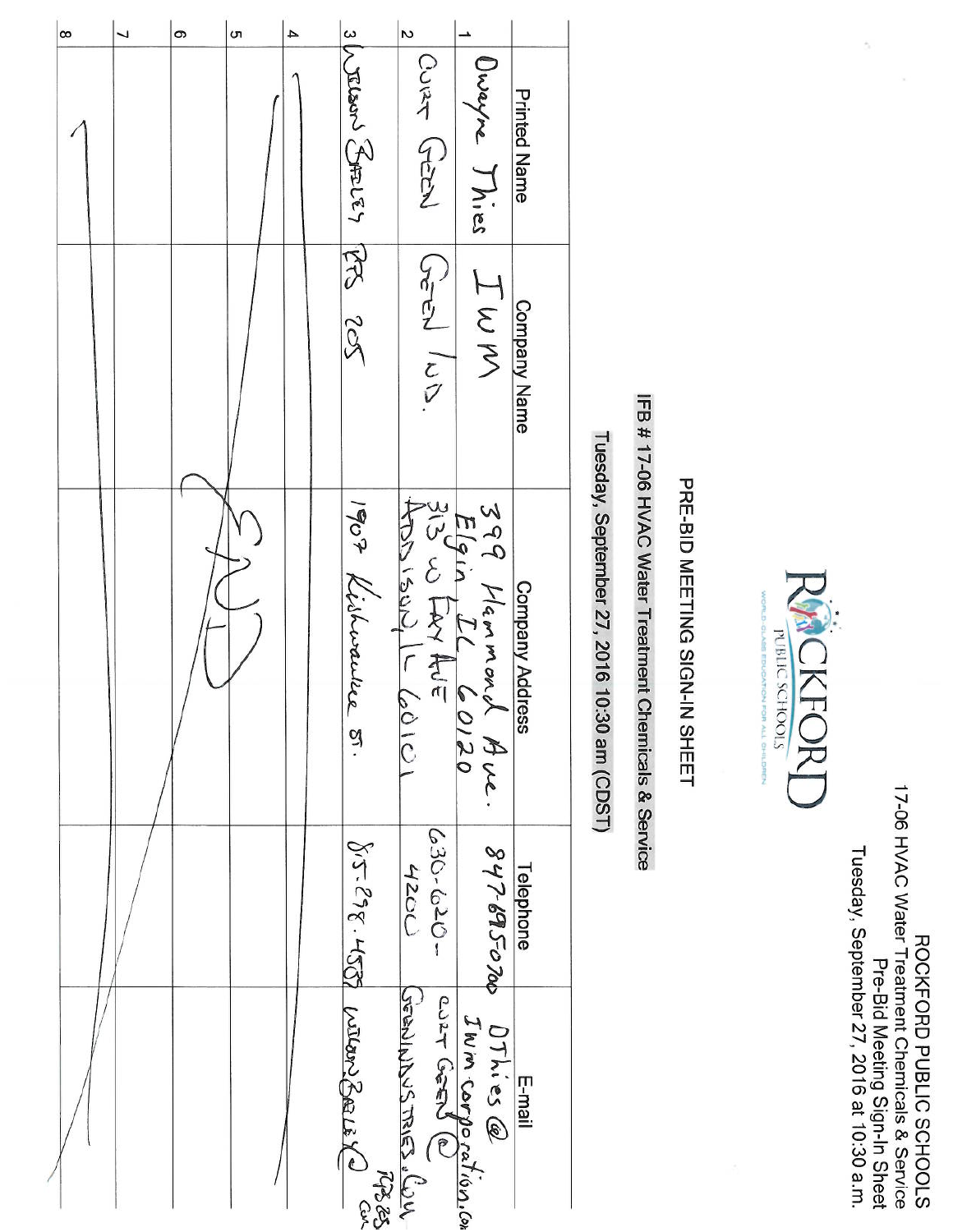ROCKFORD PUBLIC SCHOOLS
17-06 HVAC Water Treatment Chemicals & Service
Pre-Bid Meeting Sign-In Sheet
Tuesday, September 27, 2016 at 10:30 a.m.

ROCKFORD PUBLIC SCHOOLS
WORLD-CLASS EDUCATION FOR ALL CHILDREN

## PRE-BID MEETING SIGN-IN SHEET

IFB # 17-06 HVAC Water Treatment Chemicals & Service

Tuesday, September 27, 2016 10:30 am (CDST)

| | Printed Name | Company Name | Company Address | Telephone | E-mail |
|---|---|---|---|---|---|
| 1 | Dwayne Thies | IWM | 399 Hammond Ave. Elgin, IL 60120 | 847-695-0700 | DThies@ Iwm.corporation.com |
| 2 | CURT GREEN | GREEN IND. | 313 W FAY AVE ADDISON, IL 60101 | 630-620-4200 | CURT GREEN@ GREENINDUSTRIES.COM |
| 3 | Wilson Bailey | RPS 205 | 1907 Kishwaukee St. | 815-298-4583 | WilsonBailey@ rps205.com |
| 4 | | | | | |
| 5 | | | | | |
| 6 | | | | | |
| 7 | | | | | |
| 8 | | | | | |

END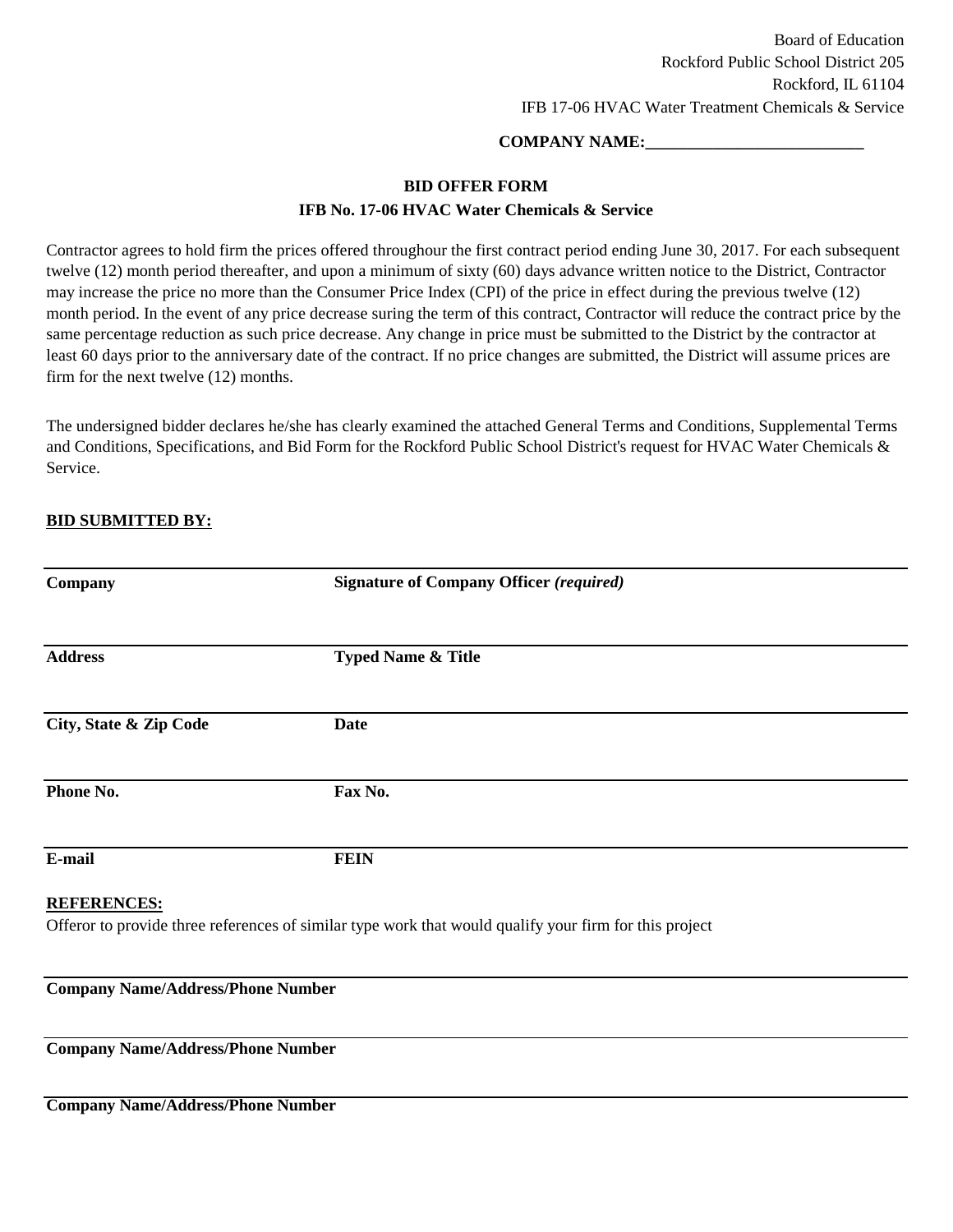Board of Education
Rockford Public School District 205
Rockford, IL 61104
IFB 17-06 HVAC Water Treatment Chemicals & Service

**COMPANY NAME:__________________________**

**BID OFFER FORM**

**IFB No. 17-06 HVAC Water Chemicals & Service**

Contractor agrees to hold firm the prices offered throughour the first contract period ending June 30, 2017. For each subsequent twelve (12) month period thereafter, and upon a minimum of sixty (60) days advance written notice to the District, Contractor may increase the price no more than the Consumer Price Index (CPI) of the price in effect during the previous twelve (12) month period. In the event of any price decrease suring the term of this contract, Contractor will reduce the contract price by the same percentage reduction as such price decrease. Any change in price must be submitted to the District by the contractor at least 60 days prior to the anniversary date of the contract. If no price changes are submitted, the District will assume prices are firm for the next twelve (12) months.

The undersigned bidder declares he/she has clearly examined the attached General Terms and Conditions, Supplemental Terms and Conditions, Specifications, and Bid Form for the Rockford Public School District's request for HVAC Water Chemicals & Service.

**BID SUBMITTED BY:**

| | |
|---|---|
| **Company** | **Signature of Company Officer *(required)*** |
| **Address** | **Typed Name & Title** |
| **City, State & Zip Code** | **Date** |
| **Phone No.** | **Fax No.** |
| **E-mail** | **FEIN** |

**REFERENCES:**

Offeror to provide three references of similar type work that would qualify your firm for this project

**Company Name/Address/Phone Number**

**Company Name/Address/Phone Number**

**Company Name/Address/Phone Number**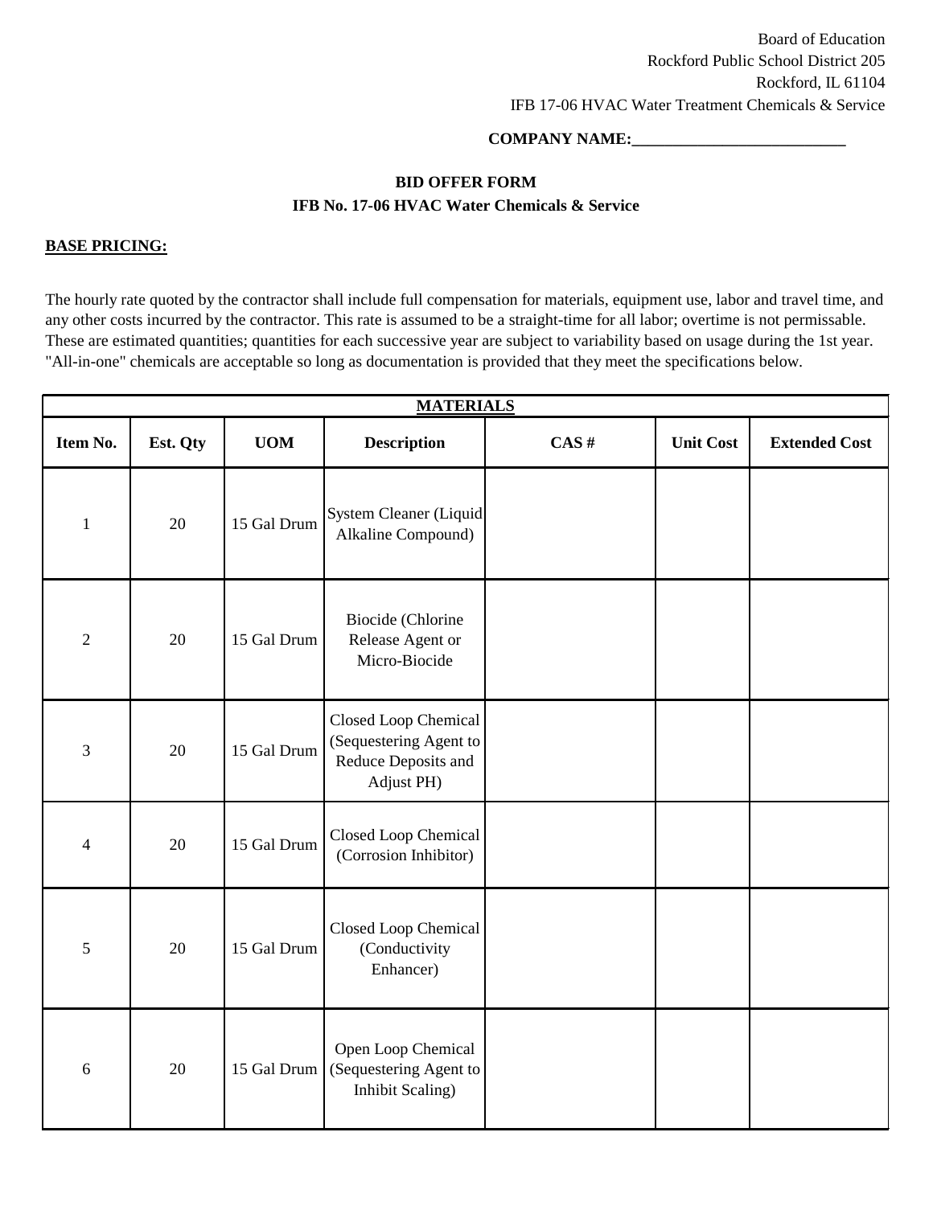Board of Education
Rockford Public School District 205
Rockford, IL 61104
IFB 17-06 HVAC Water Treatment Chemicals & Service

**COMPANY NAME:___________________________**

**BID OFFER FORM**
**IFB No. 17-06 HVAC Water Chemicals & Service**

**BASE PRICING:**

The hourly rate quoted by the contractor shall include full compensation for materials, equipment use, labor and travel time, and any other costs incurred by the contractor. This rate is assumed to be a straight-time for all labor; overtime is not permissable. These are estimated quantities; quantities for each successive year are subject to variability based on usage during the 1st year. "All-in-one" chemicals are acceptable so long as documentation is provided that they meet the specifications below.

| **MATERIALS** | | | | | | |
|---|---|---|---|---|---|---|
| **Item No.** | **Est. Qty** | **UOM** | **Description** | **CAS #** | **Unit Cost** | **Extended Cost** |
| 1 | 20 | 15 Gal Drum | System Cleaner (Liquid Alkaline Compound) | | | |
| 2 | 20 | 15 Gal Drum | Biocide (Chlorine Release Agent or Micro-Biocide | | | |
| 3 | 20 | 15 Gal Drum | Closed Loop Chemical (Sequestering Agent to Reduce Deposits and Adjust PH) | | | |
| 4 | 20 | 15 Gal Drum | Closed Loop Chemical (Corrosion Inhibitor) | | | |
| 5 | 20 | 15 Gal Drum | Closed Loop Chemical (Conductivity Enhancer) | | | |
| 6 | 20 | 15 Gal Drum | Open Loop Chemical (Sequestering Agent to Inhibit Scaling) | | | |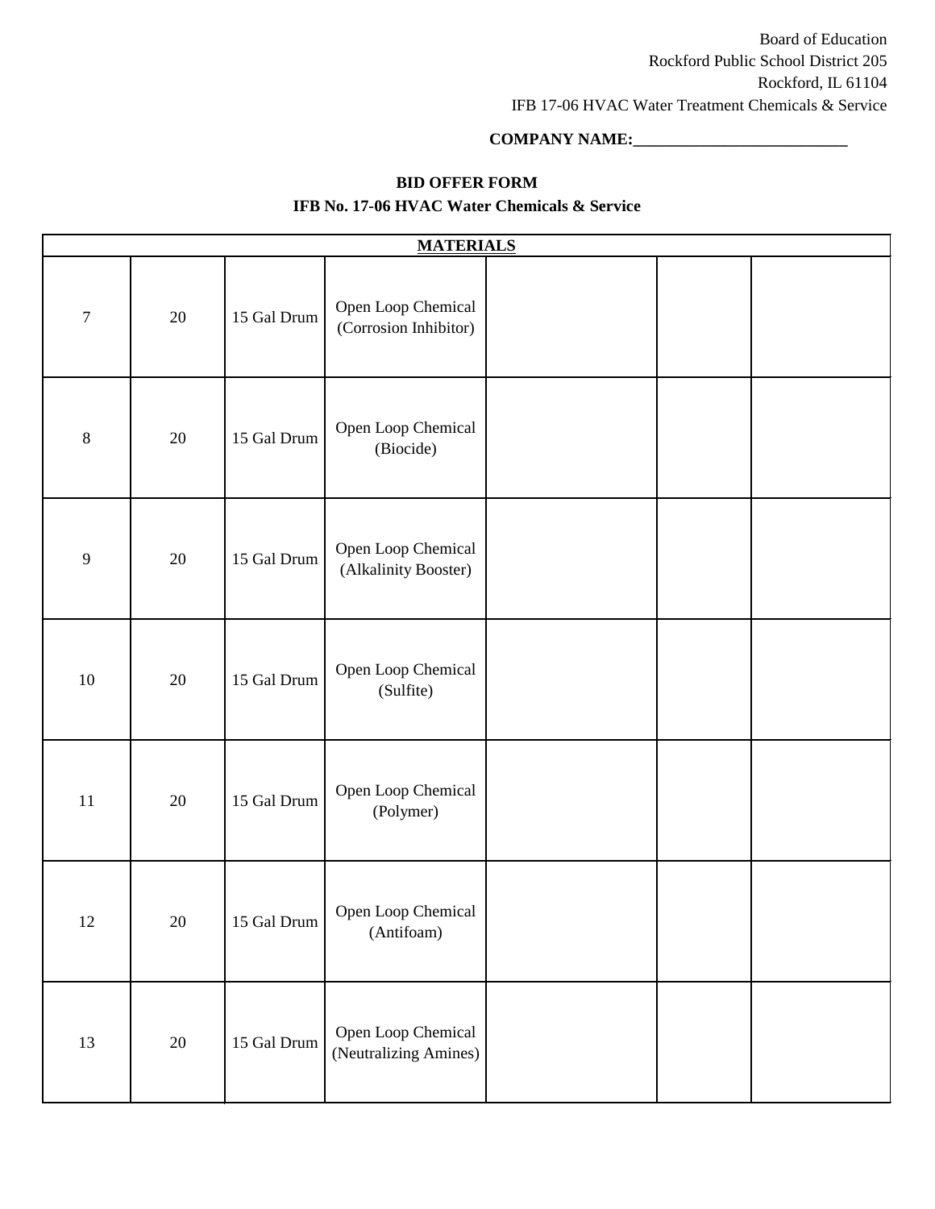Board of Education
Rockford Public School District 205
Rockford, IL 61104
IFB 17-06 HVAC Water Treatment Chemicals & Service

**COMPANY NAME:___________________________**

**BID OFFER FORM**

**IFB No. 17-06 HVAC Water Chemicals & Service**

| **MATERIALS** | | | | | | | |
|---|---|---|---|---|---|---|---|
| 7 | 20 | 15 Gal Drum | Open Loop Chemical (Corrosion Inhibitor) | | | |
| 8 | 20 | 15 Gal Drum | Open Loop Chemical (Biocide) | | | |
| 9 | 20 | 15 Gal Drum | Open Loop Chemical (Alkalinity Booster) | | | |
| 10 | 20 | 15 Gal Drum | Open Loop Chemical (Sulfite) | | | |
| 11 | 20 | 15 Gal Drum | Open Loop Chemical (Polymer) | | | |
| 12 | 20 | 15 Gal Drum | Open Loop Chemical (Antifoam) | | | |
| 13 | 20 | 15 Gal Drum | Open Loop Chemical (Neutralizing Amines) | | | |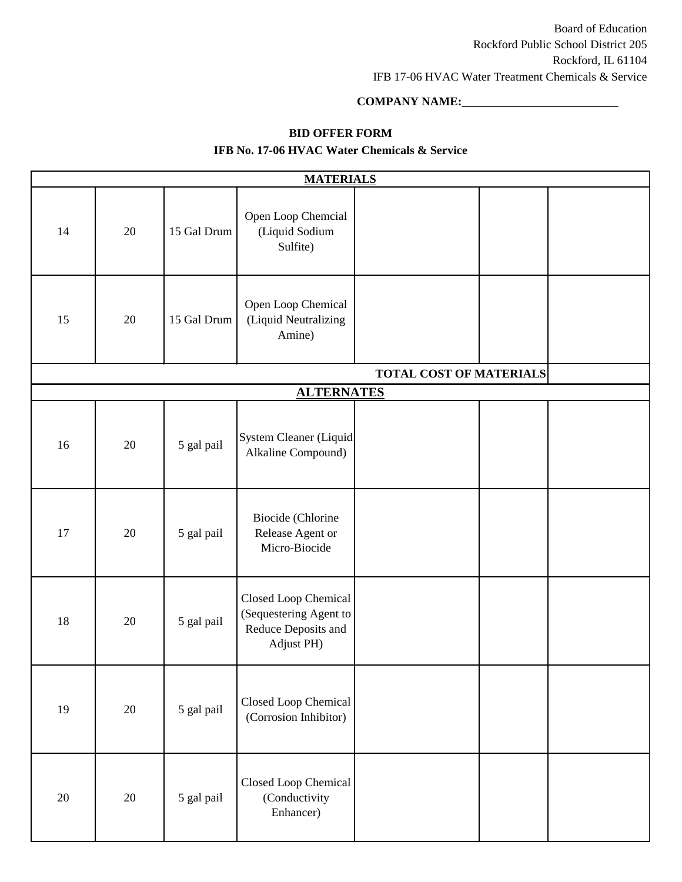Board of Education
Rockford Public School District 205
Rockford, IL 61104
IFB 17-06 HVAC Water Treatment Chemicals & Service

**COMPANY NAME:___________________________**

**BID OFFER FORM**
**IFB No. 17-06 HVAC Water Chemicals & Service**

| **MATERIALS** | | | | | | |
|---|---|---|---|---|---|---|
| 14 | 20 | 15 Gal Drum | Open Loop Chemcial (Liquid Sodium Sulfite) | | | |
| 15 | 20 | 15 Gal Drum | Open Loop Chemical (Liquid Neutralizing Amine) | | | |
| | | | | | **TOTAL COST OF MATERIALS** | |
| **ALTERNATES** | | | | | | |
| 16 | 20 | 5 gal pail | System Cleaner (Liquid Alkaline Compound) | | | |
| 17 | 20 | 5 gal pail | Biocide (Chlorine Release Agent or Micro-Biocide | | | |
| 18 | 20 | 5 gal pail | Closed Loop Chemical (Sequestering Agent to Reduce Deposits and Adjust PH) | | | |
| 19 | 20 | 5 gal pail | Closed Loop Chemical (Corrosion Inhibitor) | | | |
| 20 | 20 | 5 gal pail | Closed Loop Chemical (Conductivity Enhancer) | | | |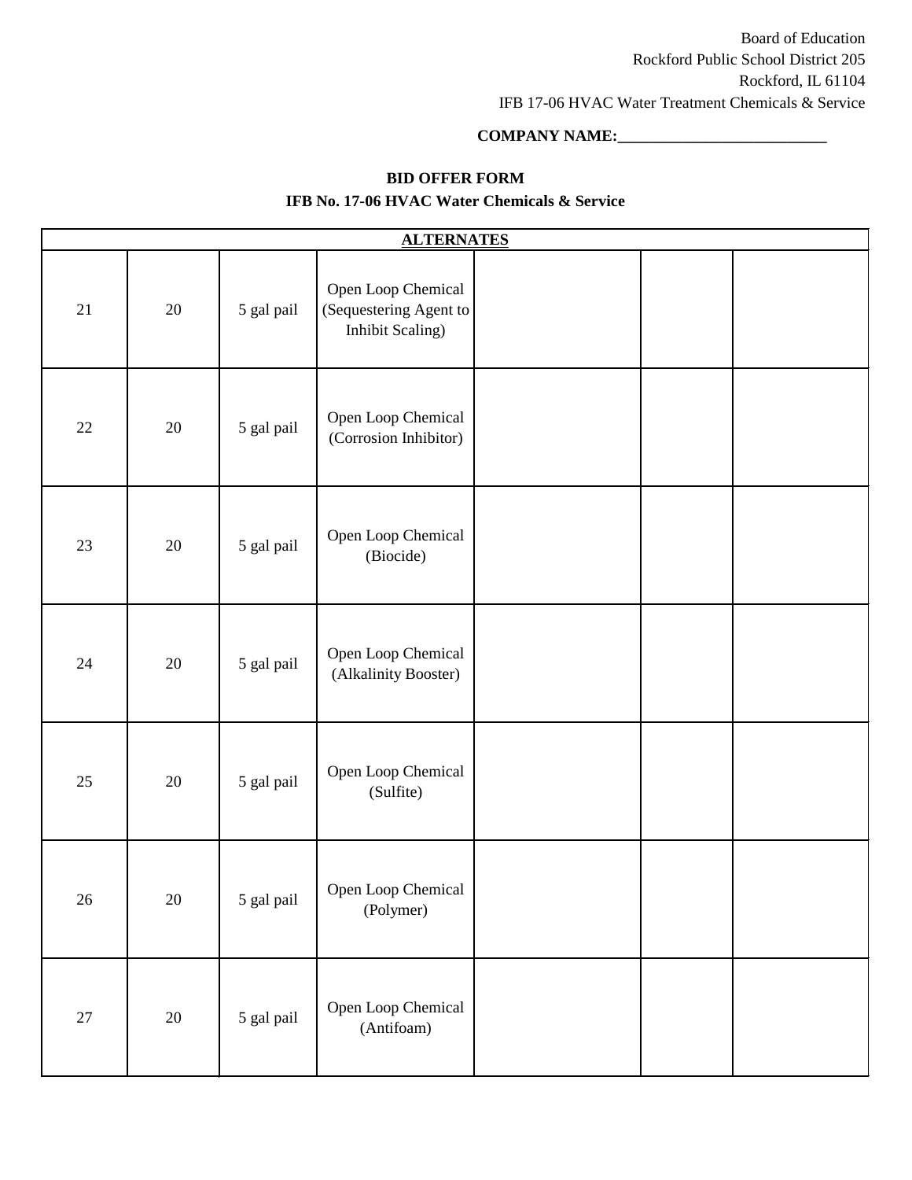Board of Education
Rockford Public School District 205
Rockford, IL 61104
IFB 17-06 HVAC Water Treatment Chemicals & Service

**COMPANY NAME:___________________________**

**BID OFFER FORM**
**IFB No. 17-06 HVAC Water Chemicals & Service**

| **ALTERNATES** | | | | | | |
|---|---|---|---|---|---|---|
| 21 | 20 | 5 gal pail | Open Loop Chemical (Sequestering Agent to Inhibit Scaling) | | | |
| 22 | 20 | 5 gal pail | Open Loop Chemical (Corrosion Inhibitor) | | | |
| 23 | 20 | 5 gal pail | Open Loop Chemical (Biocide) | | | |
| 24 | 20 | 5 gal pail | Open Loop Chemical (Alkalinity Booster) | | | |
| 25 | 20 | 5 gal pail | Open Loop Chemical (Sulfite) | | | |
| 26 | 20 | 5 gal pail | Open Loop Chemical (Polymer) | | | |
| 27 | 20 | 5 gal pail | Open Loop Chemical (Antifoam) | | | |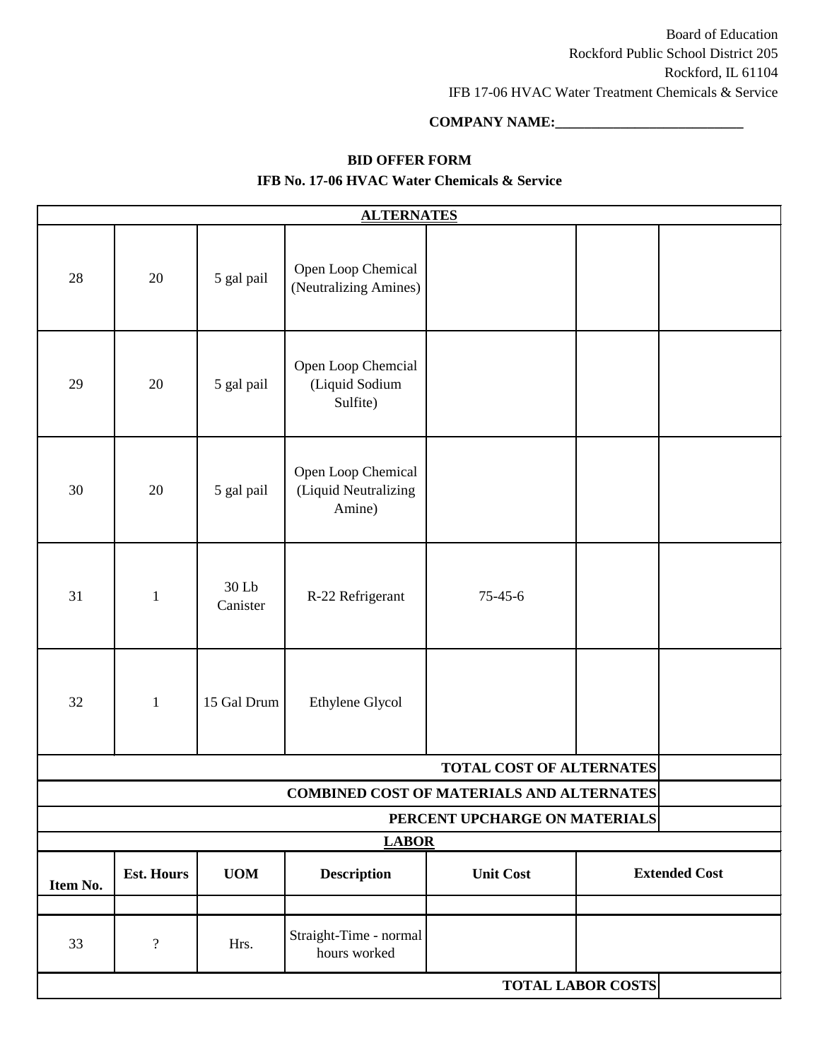Board of Education
Rockford Public School District 205
Rockford, IL 61104
IFB 17-06 HVAC Water Treatment Chemicals & Service

**COMPANY NAME:___________________________**

**BID OFFER FORM**

**IFB No. 17-06 HVAC Water Chemicals & Service**

| **ALTERNATES** | | | | | | |
|---|---|---|---|---|---|---|
| 28 | 20 | 5 gal pail | Open Loop Chemical (Neutralizing Amines) | | | |
| 29 | 20 | 5 gal pail | Open Loop Chemcial (Liquid Sodium Sulfite) | | | |
| 30 | 20 | 5 gal pail | Open Loop Chemical (Liquid Neutralizing Amine) | | | |
| 31 | 1 | 30 Lb Canister | R-22 Refrigerant | 75-45-6 | | |
| 32 | 1 | 15 Gal Drum | Ethylene Glycol | | | |
| | | | | | **TOTAL COST OF ALTERNATES** | |
| | | | | | **COMBINED COST OF MATERIALS AND ALTERNATES** | |
| | | | | | **PERCENT UPCHARGE ON MATERIALS** | |

| **LABOR** | | | | | |
|---|---|---|---|---|---|
| **Item No.** | **Est. Hours** | **UOM** | **Description** | **Unit Cost** | **Extended Cost** |
| | | | | | |
| 33 | ? | Hrs. | Straight-Time - normal hours worked | | |
| | | | | **TOTAL LABOR COSTS** | |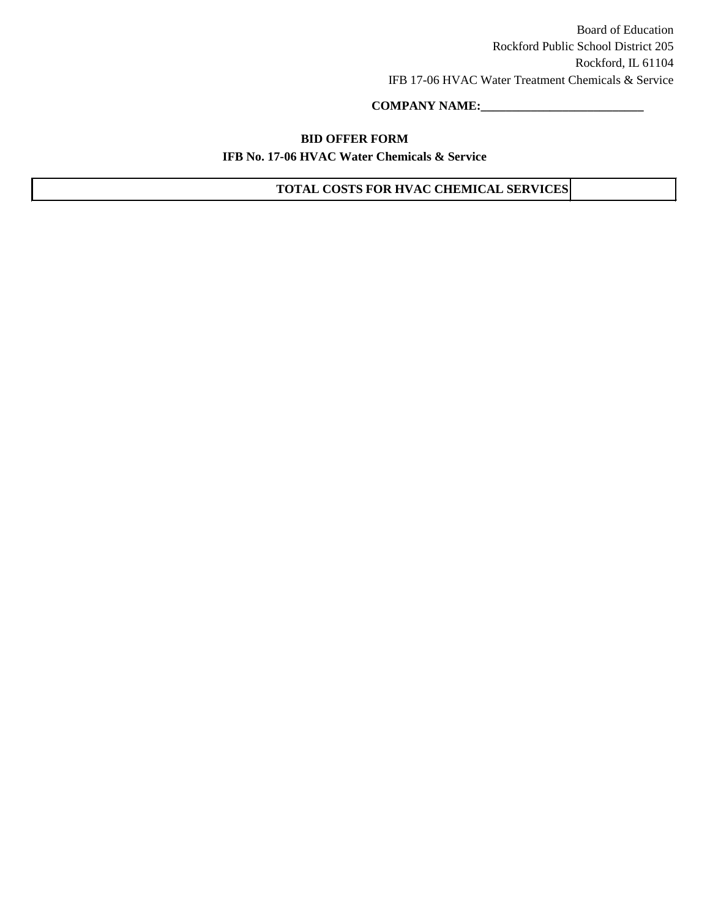Board of Education
Rockford Public School District 205
Rockford, IL 61104
IFB 17-06 HVAC Water Treatment Chemicals & Service

**COMPANY NAME:__________________________**

**BID OFFER FORM**

**IFB No. 17-06 HVAC Water Chemicals & Service**

| | |
|---|---|
| **TOTAL COSTS FOR HVAC CHEMICAL SERVICES** | |